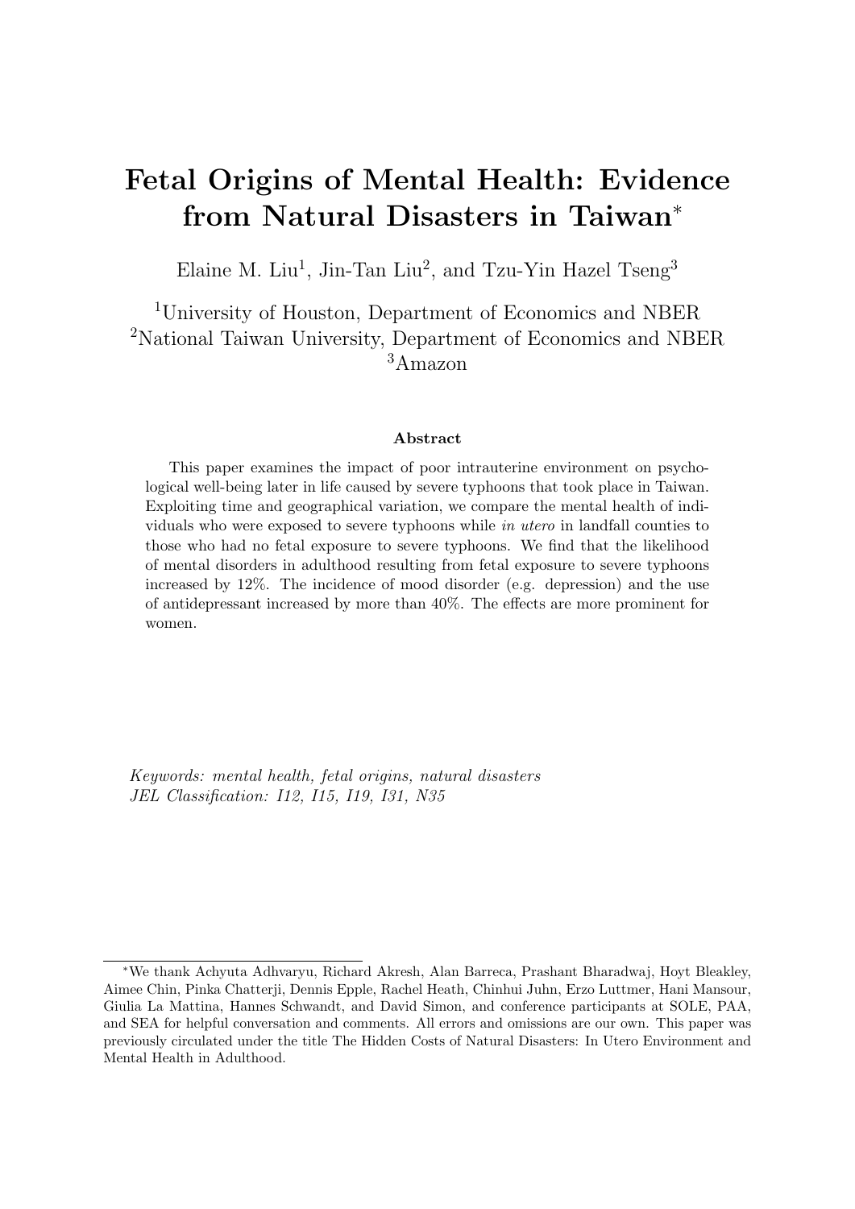# Fetal Origins of Mental Health: Evidence from Natural Disasters in Taiwan*

Elaine M. Liu[1], Jin-Tan Liu[2], and Tzu-Yin Hazel Tseng[3]

[1]University of Houston, Department of Economics and NBER
[2]National Taiwan University, Department of Economics and NBER
[3]Amazon

### Abstract

This paper examines the impact of poor intrauterine environment on psychological well-being later in life caused by severe typhoons that took place in Taiwan. Exploiting time and geographical variation, we compare the mental health of individuals who were exposed to severe typhoons while *in utero* in landfall counties to those who had no fetal exposure to severe typhoons. We find that the likelihood of mental disorders in adulthood resulting from fetal exposure to severe typhoons increased by 12%. The incidence of mood disorder (e.g. depression) and the use of antidepressant increased by more than 40%. The effects are more prominent for women.

*Keywords: mental health, fetal origins, natural disasters*
*JEL Classification: I12, I15, I19, I31, N35*

*We thank Achyuta Adhvaryu, Richard Akresh, Alan Barreca, Prashant Bharadwaj, Hoyt Bleakley, Aimee Chin, Pinka Chatterji, Dennis Epple, Rachel Heath, Chinhui Juhn, Erzo Luttmer, Hani Mansour, Giulia La Mattina, Hannes Schwandt, and David Simon, and conference participants at SOLE, PAA, and SEA for helpful conversation and comments. All errors and omissions are our own. This paper was previously circulated under the title The Hidden Costs of Natural Disasters: In Utero Environment and Mental Health in Adulthood.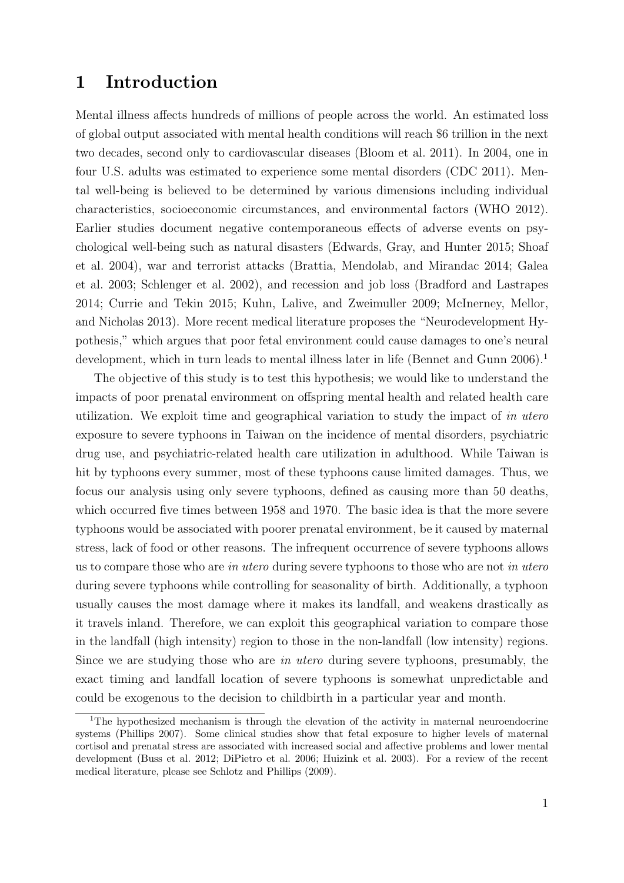# 1 Introduction

Mental illness affects hundreds of millions of people across the world. An estimated loss of global output associated with mental health conditions will reach \$6 trillion in the next two decades, second only to cardiovascular diseases (Bloom et al. 2011). In 2004, one in four U.S. adults was estimated to experience some mental disorders (CDC 2011). Mental well-being is believed to be determined by various dimensions including individual characteristics, socioeconomic circumstances, and environmental factors (WHO 2012). Earlier studies document negative contemporaneous effects of adverse events on psychological well-being such as natural disasters (Edwards, Gray, and Hunter 2015; Shoaf et al. 2004), war and terrorist attacks (Brattia, Mendolab, and Mirandac 2014; Galea et al. 2003; Schlenger et al. 2002), and recession and job loss (Bradford and Lastrapes 2014; Currie and Tekin 2015; Kuhn, Lalive, and Zweimuller 2009; McInerney, Mellor, and Nicholas 2013). More recent medical literature proposes the "Neurodevelopment Hypothesis," which argues that poor fetal environment could cause damages to one's neural development, which in turn leads to mental illness later in life (Bennet and Gunn 2006).[1]

The objective of this study is to test this hypothesis; we would like to understand the impacts of poor prenatal environment on offspring mental health and related health care utilization. We exploit time and geographical variation to study the impact of *in utero* exposure to severe typhoons in Taiwan on the incidence of mental disorders, psychiatric drug use, and psychiatric-related health care utilization in adulthood. While Taiwan is hit by typhoons every summer, most of these typhoons cause limited damages. Thus, we focus our analysis using only severe typhoons, defined as causing more than 50 deaths, which occurred five times between 1958 and 1970. The basic idea is that the more severe typhoons would be associated with poorer prenatal environment, be it caused by maternal stress, lack of food or other reasons. The infrequent occurrence of severe typhoons allows us to compare those who are *in utero* during severe typhoons to those who are not *in utero* during severe typhoons while controlling for seasonality of birth. Additionally, a typhoon usually causes the most damage where it makes its landfall, and weakens drastically as it travels inland. Therefore, we can exploit this geographical variation to compare those in the landfall (high intensity) region to those in the non-landfall (low intensity) regions. Since we are studying those who are *in utero* during severe typhoons, presumably, the exact timing and landfall location of severe typhoons is somewhat unpredictable and could be exogenous to the decision to childbirth in a particular year and month.

[1] The hypothesized mechanism is through the elevation of the activity in maternal neuroendocrine systems (Phillips 2007). Some clinical studies show that fetal exposure to higher levels of maternal cortisol and prenatal stress are associated with increased social and affective problems and lower mental development (Buss et al. 2012; DiPietro et al. 2006; Huizink et al. 2003). For a review of the recent medical literature, please see Schlotz and Phillips (2009).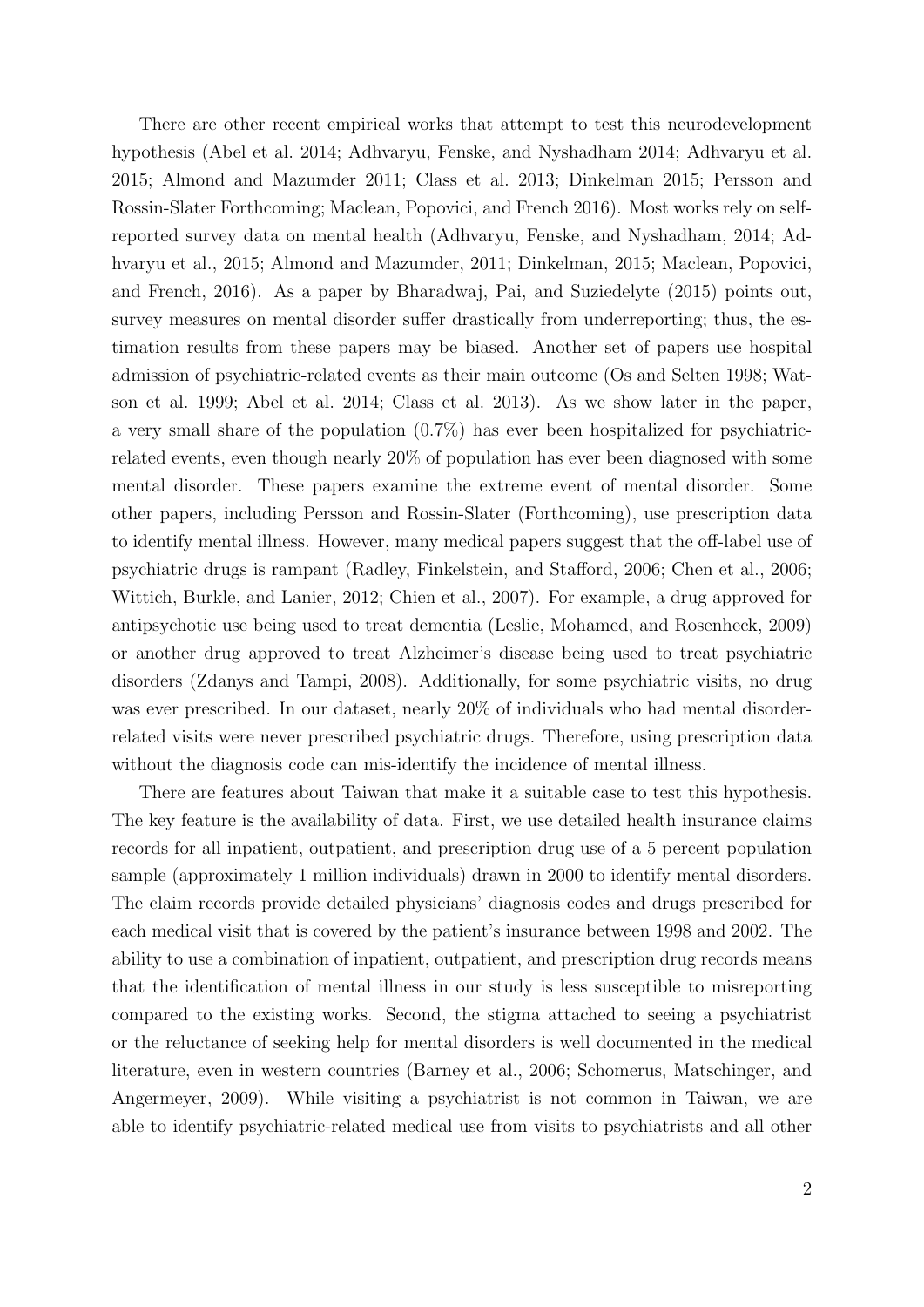There are other recent empirical works that attempt to test this neurodevelopment hypothesis (Abel et al. 2014; Adhvaryu, Fenske, and Nyshadham 2014; Adhvaryu et al. 2015; Almond and Mazumder 2011; Class et al. 2013; Dinkelman 2015; Persson and Rossin-Slater Forthcoming; Maclean, Popovici, and French 2016). Most works rely on self-reported survey data on mental health (Adhvaryu, Fenske, and Nyshadham, 2014; Adhvaryu et al., 2015; Almond and Mazumder, 2011; Dinkelman, 2015; Maclean, Popovici, and French, 2016). As a paper by Bharadwaj, Pai, and Suziedelyte (2015) points out, survey measures on mental disorder suffer drastically from underreporting; thus, the estimation results from these papers may be biased. Another set of papers use hospital admission of psychiatric-related events as their main outcome (Os and Selten 1998; Watson et al. 1999; Abel et al. 2014; Class et al. 2013). As we show later in the paper, a very small share of the population (0.7%) has ever been hospitalized for psychiatric-related events, even though nearly 20% of population has ever been diagnosed with some mental disorder. These papers examine the extreme event of mental disorder. Some other papers, including Persson and Rossin-Slater (Forthcoming), use prescription data to identify mental illness. However, many medical papers suggest that the off-label use of psychiatric drugs is rampant (Radley, Finkelstein, and Stafford, 2006; Chen et al., 2006; Wittich, Burkle, and Lanier, 2012; Chien et al., 2007). For example, a drug approved for antipsychotic use being used to treat dementia (Leslie, Mohamed, and Rosenheck, 2009) or another drug approved to treat Alzheimer's disease being used to treat psychiatric disorders (Zdanys and Tampi, 2008). Additionally, for some psychiatric visits, no drug was ever prescribed. In our dataset, nearly 20% of individuals who had mental disorder-related visits were never prescribed psychiatric drugs. Therefore, using prescription data without the diagnosis code can mis-identify the incidence of mental illness.

There are features about Taiwan that make it a suitable case to test this hypothesis. The key feature is the availability of data. First, we use detailed health insurance claims records for all inpatient, outpatient, and prescription drug use of a 5 percent population sample (approximately 1 million individuals) drawn in 2000 to identify mental disorders. The claim records provide detailed physicians' diagnosis codes and drugs prescribed for each medical visit that is covered by the patient's insurance between 1998 and 2002. The ability to use a combination of inpatient, outpatient, and prescription drug records means that the identification of mental illness in our study is less susceptible to misreporting compared to the existing works. Second, the stigma attached to seeing a psychiatrist or the reluctance of seeking help for mental disorders is well documented in the medical literature, even in western countries (Barney et al., 2006; Schomerus, Matschinger, and Angermeyer, 2009). While visiting a psychiatrist is not common in Taiwan, we are able to identify psychiatric-related medical use from visits to psychiatrists and all other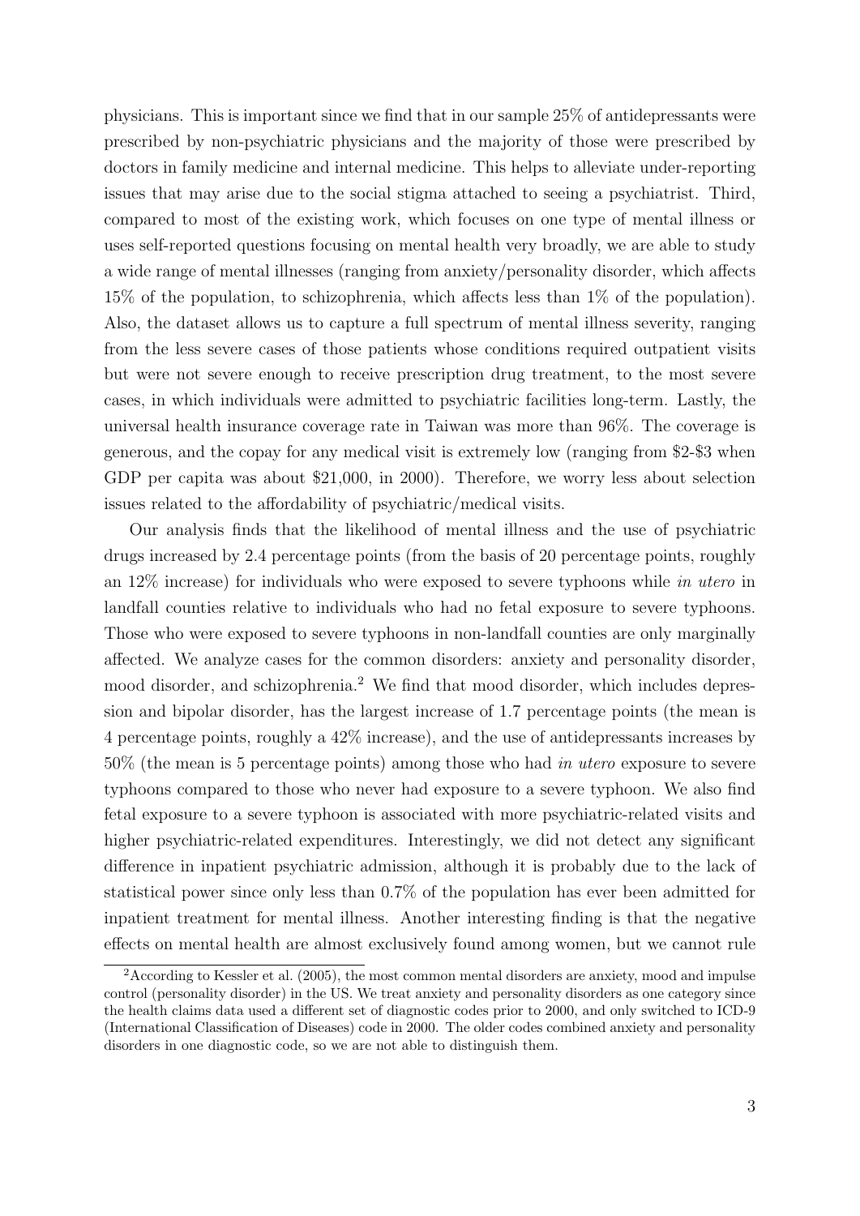physicians. This is important since we find that in our sample 25% of antidepressants were prescribed by non-psychiatric physicians and the majority of those were prescribed by doctors in family medicine and internal medicine. This helps to alleviate under-reporting issues that may arise due to the social stigma attached to seeing a psychiatrist. Third, compared to most of the existing work, which focuses on one type of mental illness or uses self-reported questions focusing on mental health very broadly, we are able to study a wide range of mental illnesses (ranging from anxiety/personality disorder, which affects 15% of the population, to schizophrenia, which affects less than 1% of the population). Also, the dataset allows us to capture a full spectrum of mental illness severity, ranging from the less severe cases of those patients whose conditions required outpatient visits but were not severe enough to receive prescription drug treatment, to the most severe cases, in which individuals were admitted to psychiatric facilities long-term. Lastly, the universal health insurance coverage rate in Taiwan was more than 96%. The coverage is generous, and the copay for any medical visit is extremely low (ranging from $2-$3 when GDP per capita was about $21,000, in 2000). Therefore, we worry less about selection issues related to the affordability of psychiatric/medical visits.

Our analysis finds that the likelihood of mental illness and the use of psychiatric drugs increased by 2.4 percentage points (from the basis of 20 percentage points, roughly an 12% increase) for individuals who were exposed to severe typhoons while *in utero* in landfall counties relative to individuals who had no fetal exposure to severe typhoons. Those who were exposed to severe typhoons in non-landfall counties are only marginally affected. We analyze cases for the common disorders: anxiety and personality disorder, mood disorder, and schizophrenia.[2] We find that mood disorder, which includes depression and bipolar disorder, has the largest increase of 1.7 percentage points (the mean is 4 percentage points, roughly a 42% increase), and the use of antidepressants increases by 50% (the mean is 5 percentage points) among those who had *in utero* exposure to severe typhoons compared to those who never had exposure to a severe typhoon. We also find fetal exposure to a severe typhoon is associated with more psychiatric-related visits and higher psychiatric-related expenditures. Interestingly, we did not detect any significant difference in inpatient psychiatric admission, although it is probably due to the lack of statistical power since only less than 0.7% of the population has ever been admitted for inpatient treatment for mental illness. Another interesting finding is that the negative effects on mental health are almost exclusively found among women, but we cannot rule

[2] According to Kessler et al. (2005), the most common mental disorders are anxiety, mood and impulse control (personality disorder) in the US. We treat anxiety and personality disorders as one category since the health claims data used a different set of diagnostic codes prior to 2000, and only switched to ICD-9 (International Classification of Diseases) code in 2000. The older codes combined anxiety and personality disorders in one diagnostic code, so we are not able to distinguish them.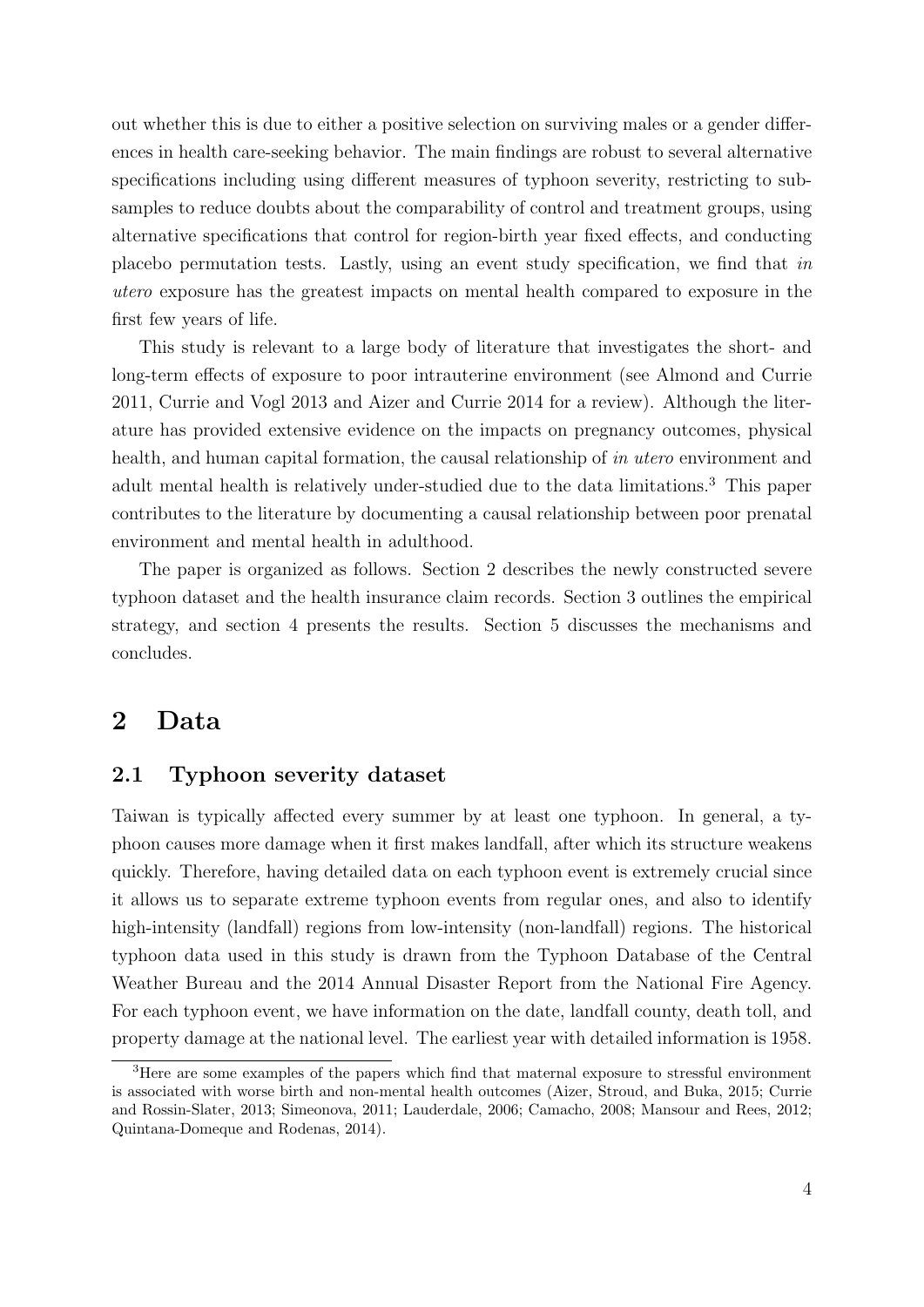out whether this is due to either a positive selection on surviving males or a gender differences in health care-seeking behavior. The main findings are robust to several alternative specifications including using different measures of typhoon severity, restricting to subsamples to reduce doubts about the comparability of control and treatment groups, using alternative specifications that control for region-birth year fixed effects, and conducting placebo permutation tests. Lastly, using an event study specification, we find that *in utero* exposure has the greatest impacts on mental health compared to exposure in the first few years of life.

This study is relevant to a large body of literature that investigates the short- and long-term effects of exposure to poor intrauterine environment (see Almond and Currie 2011, Currie and Vogl 2013 and Aizer and Currie 2014 for a review). Although the literature has provided extensive evidence on the impacts on pregnancy outcomes, physical health, and human capital formation, the causal relationship of *in utero* environment and adult mental health is relatively under-studied due to the data limitations.[3] This paper contributes to the literature by documenting a causal relationship between poor prenatal environment and mental health in adulthood.

The paper is organized as follows. Section 2 describes the newly constructed severe typhoon dataset and the health insurance claim records. Section 3 outlines the empirical strategy, and section 4 presents the results. Section 5 discusses the mechanisms and concludes.

# 2 Data

## 2.1 Typhoon severity dataset

Taiwan is typically affected every summer by at least one typhoon. In general, a typhoon causes more damage when it first makes landfall, after which its structure weakens quickly. Therefore, having detailed data on each typhoon event is extremely crucial since it allows us to separate extreme typhoon events from regular ones, and also to identify high-intensity (landfall) regions from low-intensity (non-landfall) regions. The historical typhoon data used in this study is drawn from the Typhoon Database of the Central Weather Bureau and the 2014 Annual Disaster Report from the National Fire Agency. For each typhoon event, we have information on the date, landfall county, death toll, and property damage at the national level. The earliest year with detailed information is 1958.

[3] Here are some examples of the papers which find that maternal exposure to stressful environment is associated with worse birth and non-mental health outcomes (Aizer, Stroud, and Buka, 2015; Currie and Rossin-Slater, 2013; Simeonova, 2011; Lauderdale, 2006; Camacho, 2008; Mansour and Rees, 2012; Quintana-Domeque and Rodenas, 2014).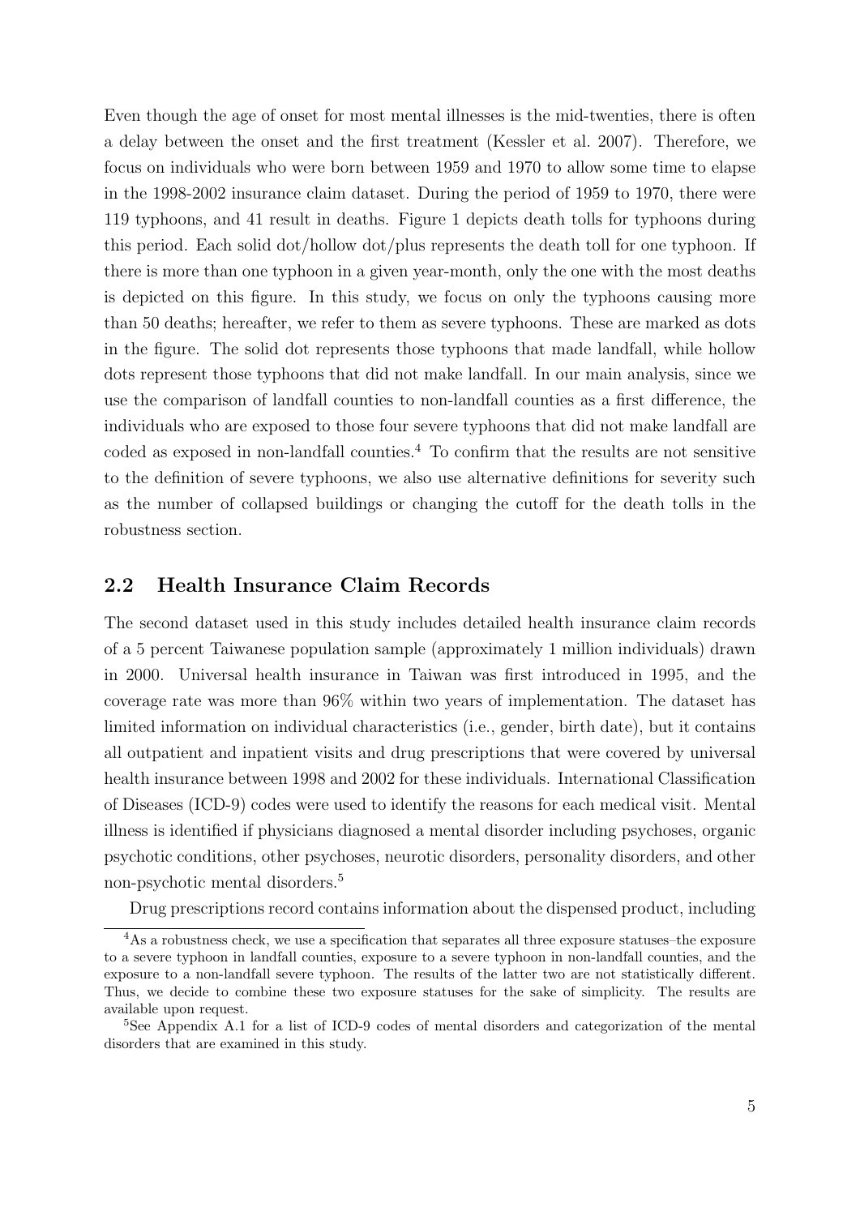Even though the age of onset for most mental illnesses is the mid-twenties, there is often a delay between the onset and the first treatment (Kessler et al. 2007). Therefore, we focus on individuals who were born between 1959 and 1970 to allow some time to elapse in the 1998-2002 insurance claim dataset. During the period of 1959 to 1970, there were 119 typhoons, and 41 result in deaths. Figure 1 depicts death tolls for typhoons during this period. Each solid dot/hollow dot/plus represents the death toll for one typhoon. If there is more than one typhoon in a given year-month, only the one with the most deaths is depicted on this figure. In this study, we focus on only the typhoons causing more than 50 deaths; hereafter, we refer to them as severe typhoons. These are marked as dots in the figure. The solid dot represents those typhoons that made landfall, while hollow dots represent those typhoons that did not make landfall. In our main analysis, since we use the comparison of landfall counties to non-landfall counties as a first difference, the individuals who are exposed to those four severe typhoons that did not make landfall are coded as exposed in non-landfall counties.[4] To confirm that the results are not sensitive to the definition of severe typhoons, we also use alternative definitions for severity such as the number of collapsed buildings or changing the cutoff for the death tolls in the robustness section.

## 2.2 Health Insurance Claim Records

The second dataset used in this study includes detailed health insurance claim records of a 5 percent Taiwanese population sample (approximately 1 million individuals) drawn in 2000. Universal health insurance in Taiwan was first introduced in 1995, and the coverage rate was more than 96% within two years of implementation. The dataset has limited information on individual characteristics (i.e., gender, birth date), but it contains all outpatient and inpatient visits and drug prescriptions that were covered by universal health insurance between 1998 and 2002 for these individuals. International Classification of Diseases (ICD-9) codes were used to identify the reasons for each medical visit. Mental illness is identified if physicians diagnosed a mental disorder including psychoses, organic psychotic conditions, other psychoses, neurotic disorders, personality disorders, and other non-psychotic mental disorders.[5]

Drug prescriptions record contains information about the dispensed product, including

[4] As a robustness check, we use a specification that separates all three exposure statuses–the exposure to a severe typhoon in landfall counties, exposure to a severe typhoon in non-landfall counties, and the exposure to a non-landfall severe typhoon. The results of the latter two are not statistically different. Thus, we decide to combine these two exposure statuses for the sake of simplicity. The results are available upon request.

[5] See Appendix A.1 for a list of ICD-9 codes of mental disorders and categorization of the mental disorders that are examined in this study.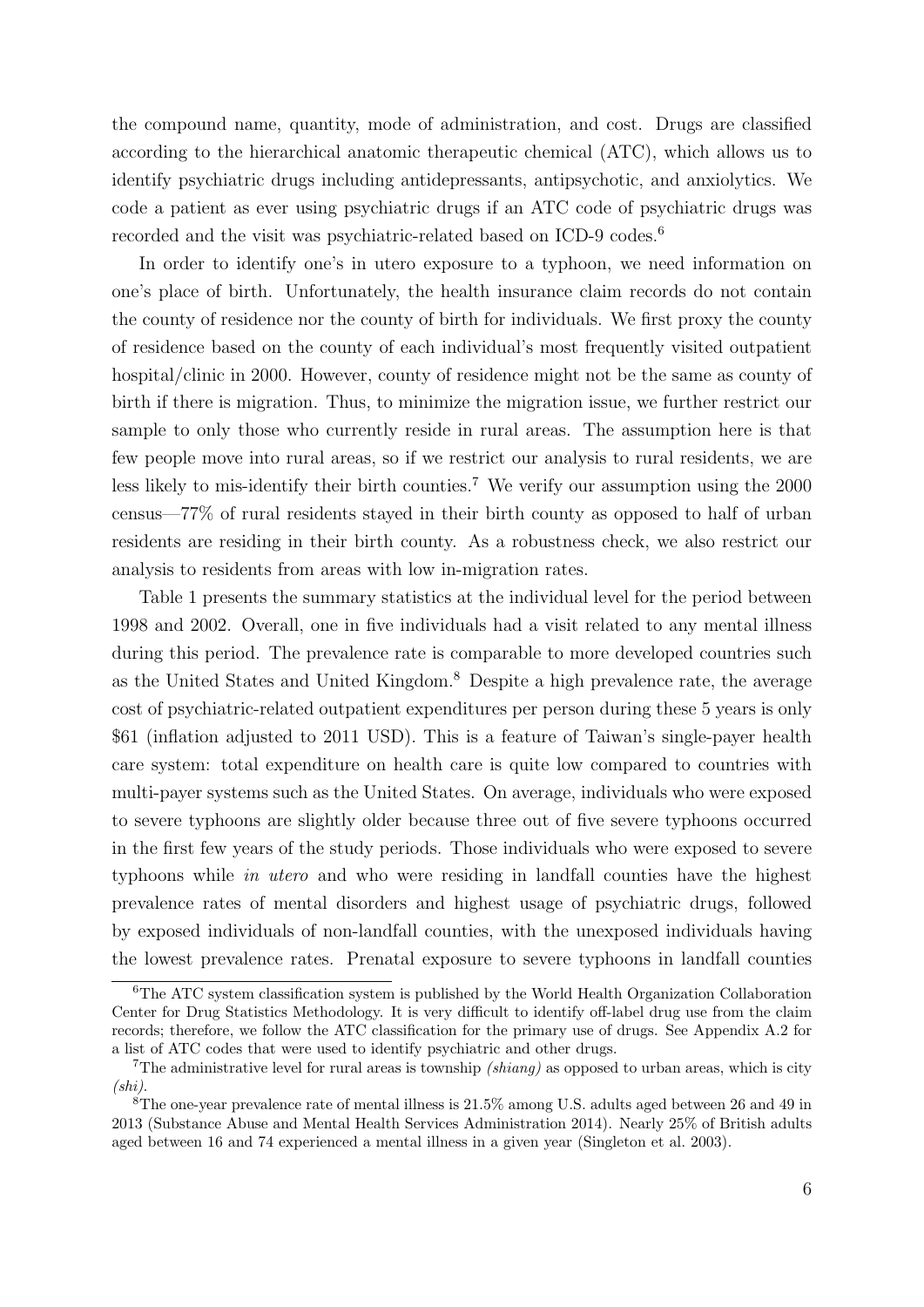the compound name, quantity, mode of administration, and cost. Drugs are classified according to the hierarchical anatomic therapeutic chemical (ATC), which allows us to identify psychiatric drugs including antidepressants, antipsychotic, and anxiolytics. We code a patient as ever using psychiatric drugs if an ATC code of psychiatric drugs was recorded and the visit was psychiatric-related based on ICD-9 codes.[6]

In order to identify one's in utero exposure to a typhoon, we need information on one's place of birth. Unfortunately, the health insurance claim records do not contain the county of residence nor the county of birth for individuals. We first proxy the county of residence based on the county of each individual's most frequently visited outpatient hospital/clinic in 2000. However, county of residence might not be the same as county of birth if there is migration. Thus, to minimize the migration issue, we further restrict our sample to only those who currently reside in rural areas. The assumption here is that few people move into rural areas, so if we restrict our analysis to rural residents, we are less likely to mis-identify their birth counties.[7] We verify our assumption using the 2000 census—77% of rural residents stayed in their birth county as opposed to half of urban residents are residing in their birth county. As a robustness check, we also restrict our analysis to residents from areas with low in-migration rates.

Table 1 presents the summary statistics at the individual level for the period between 1998 and 2002. Overall, one in five individuals had a visit related to any mental illness during this period. The prevalence rate is comparable to more developed countries such as the United States and United Kingdom.[8] Despite a high prevalence rate, the average cost of psychiatric-related outpatient expenditures per person during these 5 years is only \$61 (inflation adjusted to 2011 USD). This is a feature of Taiwan's single-payer health care system: total expenditure on health care is quite low compared to countries with multi-payer systems such as the United States. On average, individuals who were exposed to severe typhoons are slightly older because three out of five severe typhoons occurred in the first few years of the study periods. Those individuals who were exposed to severe typhoons while *in utero* and who were residing in landfall counties have the highest prevalence rates of mental disorders and highest usage of psychiatric drugs, followed by exposed individuals of non-landfall counties, with the unexposed individuals having the lowest prevalence rates. Prenatal exposure to severe typhoons in landfall counties

[6] The ATC system classification system is published by the World Health Organization Collaboration Center for Drug Statistics Methodology. It is very difficult to identify off-label drug use from the claim records; therefore, we follow the ATC classification for the primary use of drugs. See Appendix A.2 for a list of ATC codes that were used to identify psychiatric and other drugs.

[7] The administrative level for rural areas is township *(shiang)* as opposed to urban areas, which is city *(shi)*.

[8] The one-year prevalence rate of mental illness is 21.5% among U.S. adults aged between 26 and 49 in 2013 (Substance Abuse and Mental Health Services Administration 2014). Nearly 25% of British adults aged between 16 and 74 experienced a mental illness in a given year (Singleton et al. 2003).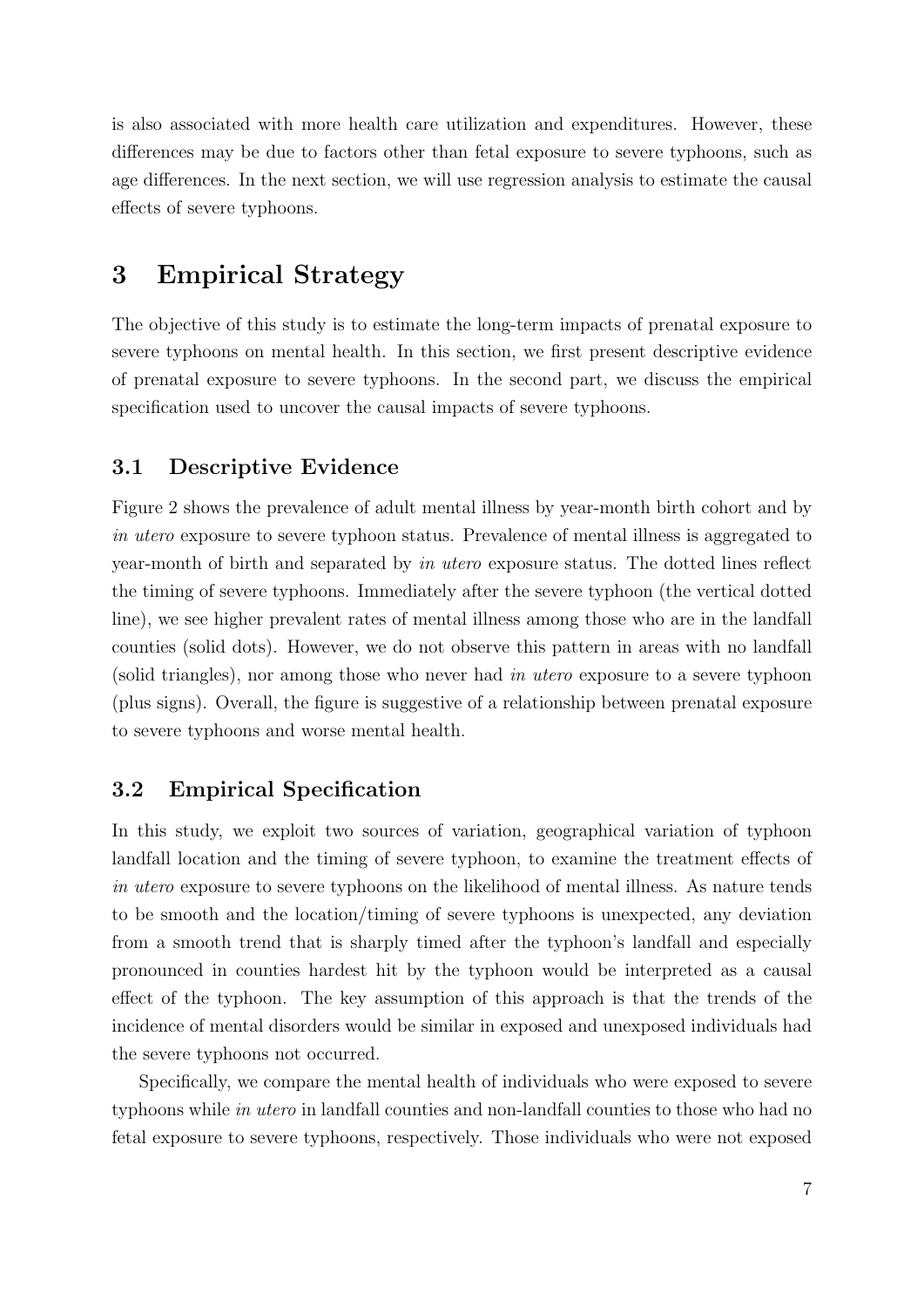is also associated with more health care utilization and expenditures. However, these differences may be due to factors other than fetal exposure to severe typhoons, such as age differences. In the next section, we will use regression analysis to estimate the causal effects of severe typhoons.

# 3 Empirical Strategy

The objective of this study is to estimate the long-term impacts of prenatal exposure to severe typhoons on mental health. In this section, we first present descriptive evidence of prenatal exposure to severe typhoons. In the second part, we discuss the empirical specification used to uncover the causal impacts of severe typhoons.

## 3.1 Descriptive Evidence

Figure 2 shows the prevalence of adult mental illness by year-month birth cohort and by *in utero* exposure to severe typhoon status. Prevalence of mental illness is aggregated to year-month of birth and separated by *in utero* exposure status. The dotted lines reflect the timing of severe typhoons. Immediately after the severe typhoon (the vertical dotted line), we see higher prevalent rates of mental illness among those who are in the landfall counties (solid dots). However, we do not observe this pattern in areas with no landfall (solid triangles), nor among those who never had *in utero* exposure to a severe typhoon (plus signs). Overall, the figure is suggestive of a relationship between prenatal exposure to severe typhoons and worse mental health.

## 3.2 Empirical Specification

In this study, we exploit two sources of variation, geographical variation of typhoon landfall location and the timing of severe typhoon, to examine the treatment effects of *in utero* exposure to severe typhoons on the likelihood of mental illness. As nature tends to be smooth and the location/timing of severe typhoons is unexpected, any deviation from a smooth trend that is sharply timed after the typhoon's landfall and especially pronounced in counties hardest hit by the typhoon would be interpreted as a causal effect of the typhoon. The key assumption of this approach is that the trends of the incidence of mental disorders would be similar in exposed and unexposed individuals had the severe typhoons not occurred.

Specifically, we compare the mental health of individuals who were exposed to severe typhoons while *in utero* in landfall counties and non-landfall counties to those who had no fetal exposure to severe typhoons, respectively. Those individuals who were not exposed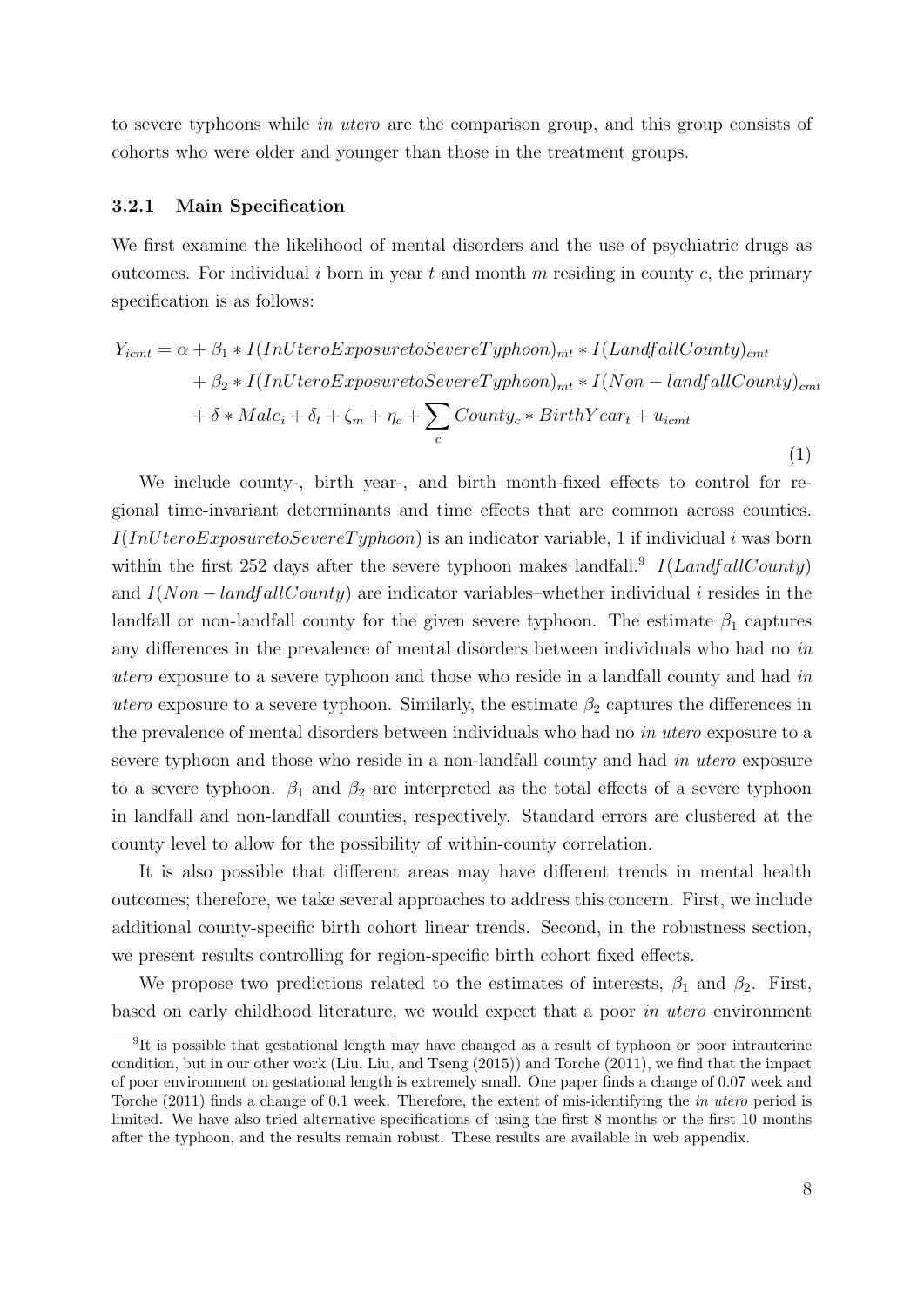to severe typhoons while *in utero* are the comparison group, and this group consists of cohorts who were older and younger than those in the treatment groups.

### 3.2.1 Main Specification

We first examine the likelihood of mental disorders and the use of psychiatric drugs as outcomes. For individual $i$ born in year $t$ and month $m$ residing in county $c$, the primary specification is as follows:

$$
\begin{aligned}
Y_{icmt} = \alpha &+ \beta_1 * I(InUteroExposuretoSevereTyphoon)_{mt} * I(LandfallCounty)_{cmt} \\
&+ \beta_2 * I(InUteroExposuretoSevereTyphoon)_{mt} * I(Non-landfallCounty)_{cmt} \\
&+ \delta * Male_i + \delta_t + \zeta_m + \eta_c + \sum_c County_c * BirthYear_t + u_{icmt}
\end{aligned}
\tag{1}
$$

We include county-, birth year-, and birth month-fixed effects to control for regional time-invariant determinants and time effects that are common across counties. $I(InUteroExposuretoSevereTyphoon)$ is an indicator variable, 1 if individual $i$ was born within the first 252 days after the severe typhoon makes landfall.[9] $I(LandfallCounty)$ and $I(Non-landfallCounty)$ are indicator variables–whether individual $i$ resides in the landfall or non-landfall county for the given severe typhoon. The estimate $\beta_1$ captures any differences in the prevalence of mental disorders between individuals who had no *in utero* exposure to a severe typhoon and those who reside in a landfall county and had *in utero* exposure to a severe typhoon. Similarly, the estimate $\beta_2$ captures the differences in the prevalence of mental disorders between individuals who had no *in utero* exposure to a severe typhoon and those who reside in a non-landfall county and had *in utero* exposure to a severe typhoon. $\beta_1$ and $\beta_2$ are interpreted as the total effects of a severe typhoon in landfall and non-landfall counties, respectively. Standard errors are clustered at the county level to allow for the possibility of within-county correlation.

It is also possible that different areas may have different trends in mental health outcomes; therefore, we take several approaches to address this concern. First, we include additional county-specific birth cohort linear trends. Second, in the robustness section, we present results controlling for region-specific birth cohort fixed effects.

We propose two predictions related to the estimates of interests, $\beta_1$ and $\beta_2$. First, based on early childhood literature, we would expect that a poor *in utero* environment

[9]It is possible that gestational length may have changed as a result of typhoon or poor intrauterine condition, but in our other work (Liu, Liu, and Tseng (2015)) and Torche (2011), we find that the impact of poor environment on gestational length is extremely small. One paper finds a change of 0.07 week and Torche (2011) finds a change of 0.1 week. Therefore, the extent of mis-identifying the *in utero* period is limited. We have also tried alternative specifications of using the first 8 months or the first 10 months after the typhoon, and the results remain robust. These results are available in web appendix.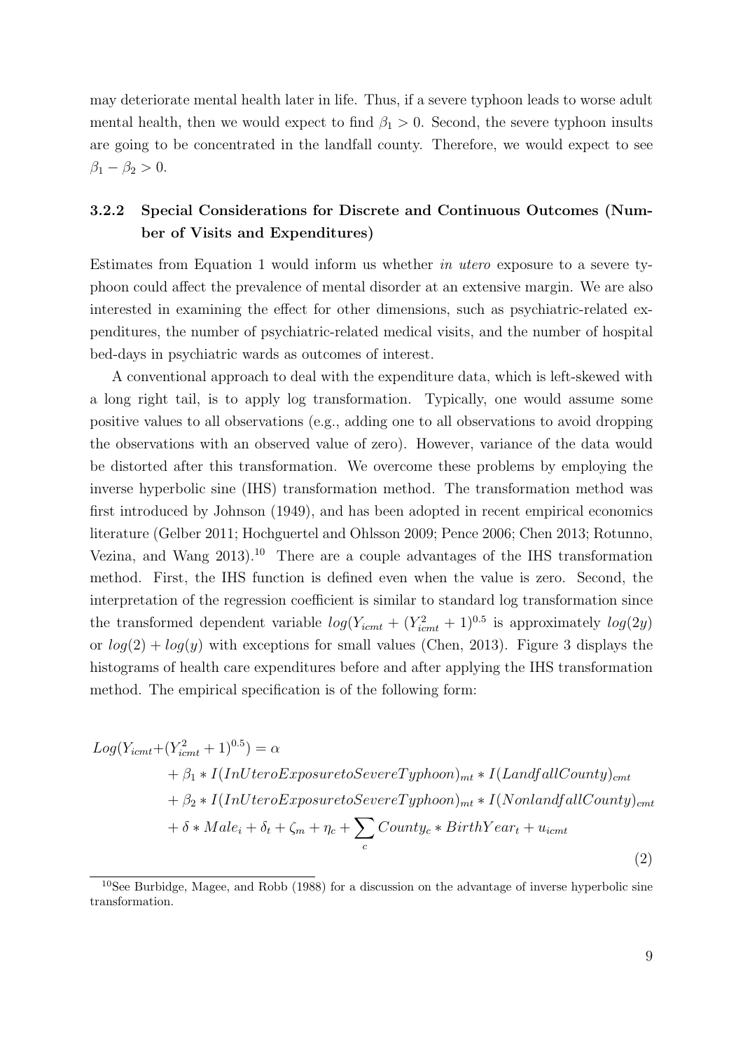may deteriorate mental health later in life. Thus, if a severe typhoon leads to worse adult mental health, then we would expect to find $\beta_1 > 0$. Second, the severe typhoon insults are going to be concentrated in the landfall county. Therefore, we would expect to see $\beta_1 - \beta_2 > 0$.

### 3.2.2 Special Considerations for Discrete and Continuous Outcomes (Number of Visits and Expenditures)

Estimates from Equation 1 would inform us whether *in utero* exposure to a severe typhoon could affect the prevalence of mental disorder at an extensive margin. We are also interested in examining the effect for other dimensions, such as psychiatric-related expenditures, the number of psychiatric-related medical visits, and the number of hospital bed-days in psychiatric wards as outcomes of interest.

A conventional approach to deal with the expenditure data, which is left-skewed with a long right tail, is to apply log transformation. Typically, one would assume some positive values to all observations (e.g., adding one to all observations to avoid dropping the observations with an observed value of zero). However, variance of the data would be distorted after this transformation. We overcome these problems by employing the inverse hyperbolic sine (IHS) transformation method. The transformation method was first introduced by Johnson (1949), and has been adopted in recent empirical economics literature (Gelber 2011; Hochguertel and Ohlsson 2009; Pence 2006; Chen 2013; Rotunno, Vezina, and Wang 2013).[10] There are a couple advantages of the IHS transformation method. First, the IHS function is defined even when the value is zero. Second, the interpretation of the regression coefficient is similar to standard log transformation since the transformed dependent variable $log(Y_{icmt} + (Y_{icmt}^2 + 1)^{0.5}$ is approximately $log(2y)$ or $log(2) + log(y)$ with exceptions for small values (Chen, 2013). Figure 3 displays the histograms of health care expenditures before and after applying the IHS transformation method. The empirical specification is of the following form:

$$
\begin{aligned}
Log(Y_{icmt} + (Y_{icmt}^2 + 1)^{0.5}) = \alpha \\
&+ \beta_1 * I(InUteroExposuretoSevereTyphoon)_{mt} * I(LandfallCounty)_{cmt} \\
&+ \beta_2 * I(InUteroExposuretoSevereTyphoon)_{mt} * I(NonlandfallCounty)_{cmt} \\
&+ \delta * Male_i + \delta_t + \zeta_m + \eta_c + \sum_c County_c * BirthYear_t + u_{icmt}
\end{aligned} \tag{2}
$$

[10] See Burbidge, Magee, and Robb (1988) for a discussion on the advantage of inverse hyperbolic sine transformation.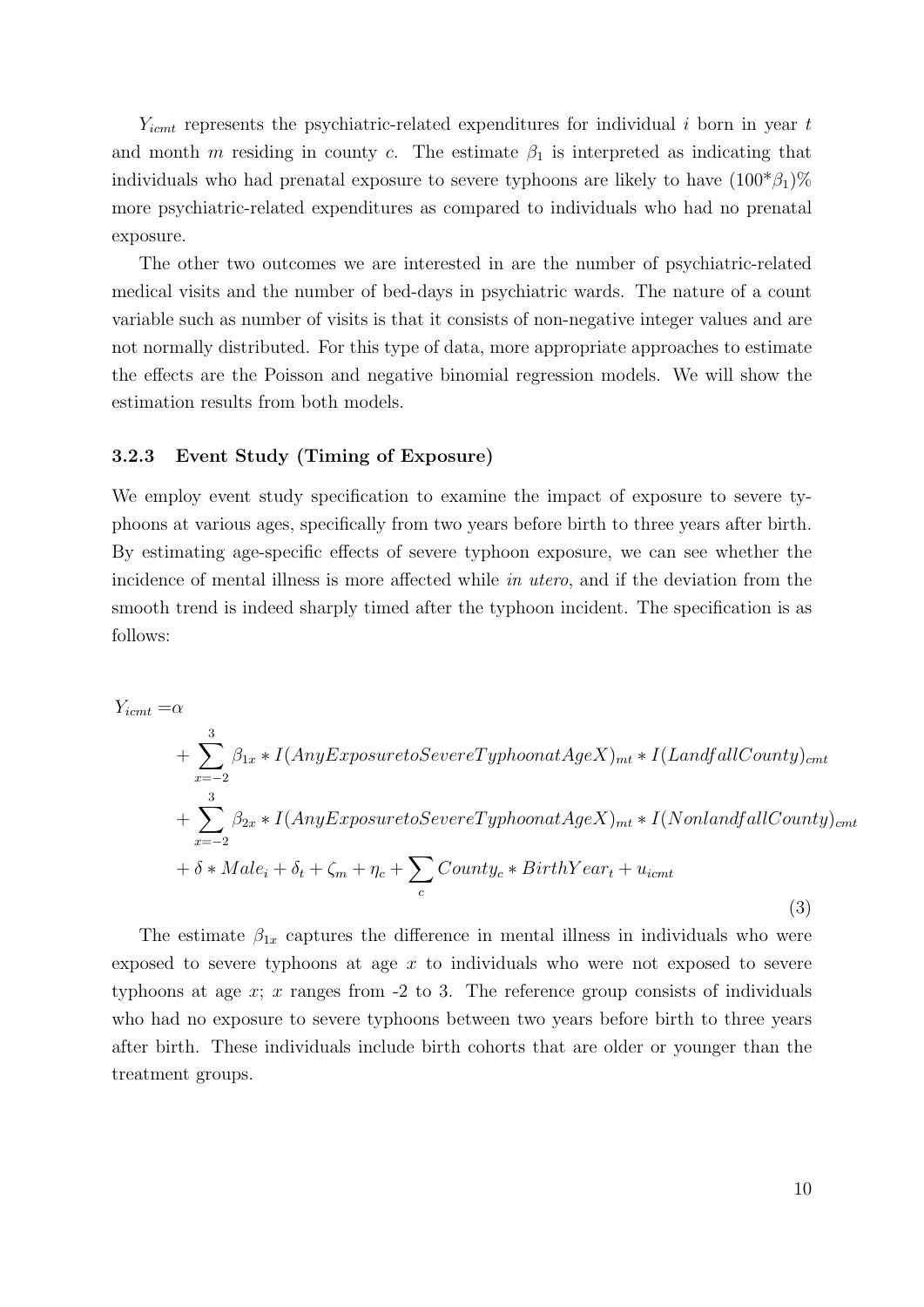$Y_{icmt}$ represents the psychiatric-related expenditures for individual $i$ born in year $t$ and month $m$ residing in county $c$. The estimate $\beta_1$ is interpreted as indicating that individuals who had prenatal exposure to severe typhoons are likely to have $(100^*\beta_1)\%$ more psychiatric-related expenditures as compared to individuals who had no prenatal exposure.

The other two outcomes we are interested in are the number of psychiatric-related medical visits and the number of bed-days in psychiatric wards. The nature of a count variable such as number of visits is that it consists of non-negative integer values and are not normally distributed. For this type of data, more appropriate approaches to estimate the effects are the Poisson and negative binomial regression models. We will show the estimation results from both models.

### 3.2.3 Event Study (Timing of Exposure)

We employ event study specification to examine the impact of exposure to severe typhoons at various ages, specifically from two years before birth to three years after birth. By estimating age-specific effects of severe typhoon exposure, we can see whether the incidence of mental illness is more affected while *in utero*, and if the deviation from the smooth trend is indeed sharply timed after the typhoon incident. The specification is as follows:

$$
\begin{aligned}
Y_{icmt} =& \alpha \\
&+ \sum_{x=-2}^{3} \beta_{1x} * I(AnyExposuretoSevereTyphoonatAgeX)_{mt} * I(LandfallCounty)_{cmt} \\
&+ \sum_{x=-2}^{3} \beta_{2x} * I(AnyExposuretoSevereTyphoonatAgeX)_{mt} * I(NonlandfallCounty)_{cmt} \\
&+ \delta * Male_i + \delta_t + \zeta_m + \eta_c + \sum_{c} County_c * BirthYear_t + u_{icmt}
\end{aligned} \tag{3}
$$

The estimate $\beta_{1x}$ captures the difference in mental illness in individuals who were exposed to severe typhoons at age $x$ to individuals who were not exposed to severe typhoons at age $x$; $x$ ranges from -2 to 3. The reference group consists of individuals who had no exposure to severe typhoons between two years before birth to three years after birth. These individuals include birth cohorts that are older or younger than the treatment groups.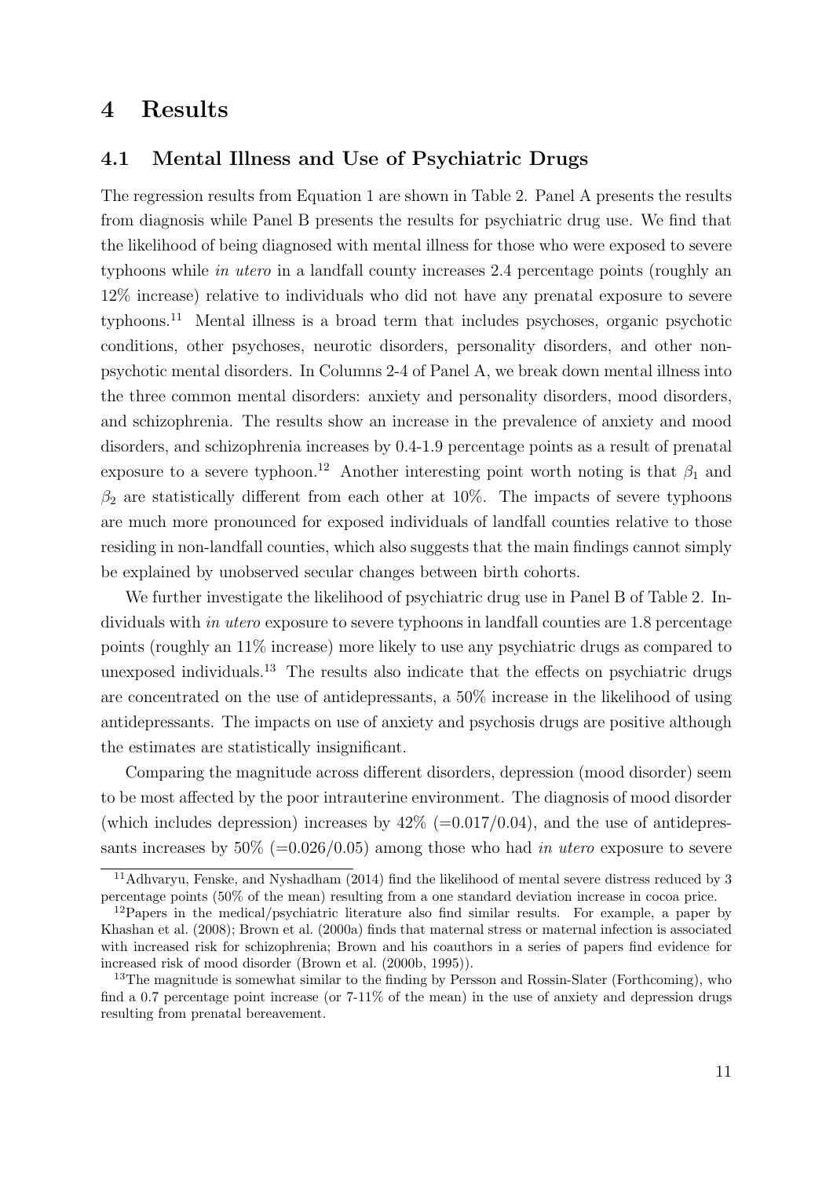# 4 Results

## 4.1 Mental Illness and Use of Psychiatric Drugs

The regression results from Equation 1 are shown in Table 2. Panel A presents the results from diagnosis while Panel B presents the results for psychiatric drug use. We find that the likelihood of being diagnosed with mental illness for those who were exposed to severe typhoons while *in utero* in a landfall county increases 2.4 percentage points (roughly an 12% increase) relative to individuals who did not have any prenatal exposure to severe typhoons.[11] Mental illness is a broad term that includes psychoses, organic psychotic conditions, other psychoses, neurotic disorders, personality disorders, and other non-psychotic mental disorders. In Columns 2-4 of Panel A, we break down mental illness into the three common mental disorders: anxiety and personality disorders, mood disorders, and schizophrenia. The results show an increase in the prevalence of anxiety and mood disorders, and schizophrenia increases by 0.4-1.9 percentage points as a result of prenatal exposure to a severe typhoon.[12] Another interesting point worth noting is that $\beta_1$ and $\beta_2$ are statistically different from each other at 10%. The impacts of severe typhoons are much more pronounced for exposed individuals of landfall counties relative to those residing in non-landfall counties, which also suggests that the main findings cannot simply be explained by unobserved secular changes between birth cohorts.

We further investigate the likelihood of psychiatric drug use in Panel B of Table 2. Individuals with *in utero* exposure to severe typhoons in landfall counties are 1.8 percentage points (roughly an 11% increase) more likely to use any psychiatric drugs as compared to unexposed individuals.[13] The results also indicate that the effects on psychiatric drugs are concentrated on the use of antidepressants, a 50% increase in the likelihood of using antidepressants. The impacts on use of anxiety and psychosis drugs are positive although the estimates are statistically insignificant.

Comparing the magnitude across different disorders, depression (mood disorder) seem to be most affected by the poor intrauterine environment. The diagnosis of mood disorder (which includes depression) increases by 42% (=0.017/0.04), and the use of antidepressants increases by 50% (=0.026/0.05) among those who had *in utero* exposure to severe

---

[11] Adhvaryu, Fenske, and Nyshadham (2014) find the likelihood of mental severe distress reduced by 3 percentage points (50% of the mean) resulting from a one standard deviation increase in cocoa price.

[12] Papers in the medical/psychiatric literature also find similar results. For example, a paper by Khashan et al. (2008); Brown et al. (2000a) finds that maternal stress or maternal infection is associated with increased risk for schizophrenia; Brown and his coauthors in a series of papers find evidence for increased risk of mood disorder (Brown et al. (2000b, 1995)).

[13] The magnitude is somewhat similar to the finding by Persson and Rossin-Slater (Forthcoming), who find a 0.7 percentage point increase (or 7-11% of the mean) in the use of anxiety and depression drugs resulting from prenatal bereavement.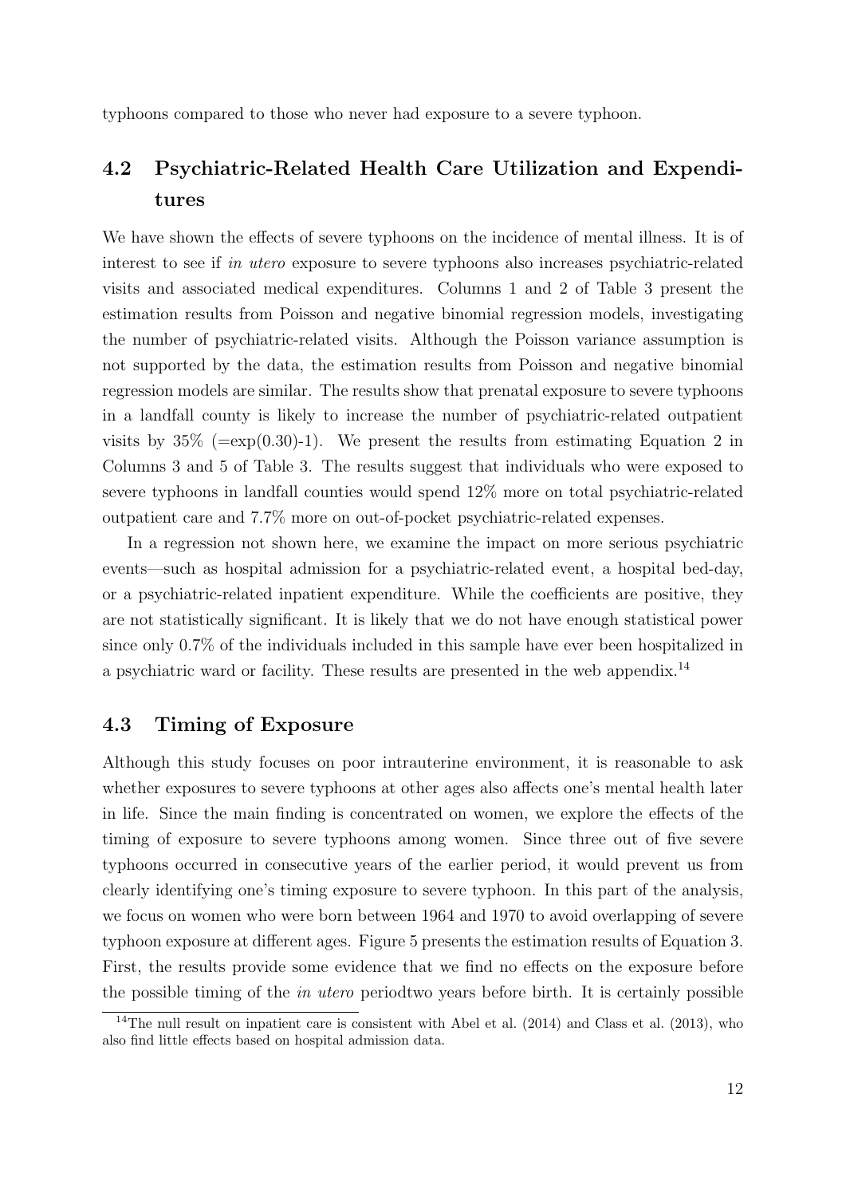typhoons compared to those who never had exposure to a severe typhoon.

## 4.2 Psychiatric-Related Health Care Utilization and Expenditures

We have shown the effects of severe typhoons on the incidence of mental illness. It is of interest to see if *in utero* exposure to severe typhoons also increases psychiatric-related visits and associated medical expenditures. Columns 1 and 2 of Table 3 present the estimation results from Poisson and negative binomial regression models, investigating the number of psychiatric-related visits. Although the Poisson variance assumption is not supported by the data, the estimation results from Poisson and negative binomial regression models are similar. The results show that prenatal exposure to severe typhoons in a landfall county is likely to increase the number of psychiatric-related outpatient visits by 35% (=exp(0.30)-1). We present the results from estimating Equation 2 in Columns 3 and 5 of Table 3. The results suggest that individuals who were exposed to severe typhoons in landfall counties would spend 12% more on total psychiatric-related outpatient care and 7.7% more on out-of-pocket psychiatric-related expenses.

In a regression not shown here, we examine the impact on more serious psychiatric events—such as hospital admission for a psychiatric-related event, a hospital bed-day, or a psychiatric-related inpatient expenditure. While the coefficients are positive, they are not statistically significant. It is likely that we do not have enough statistical power since only 0.7% of the individuals included in this sample have ever been hospitalized in a psychiatric ward or facility. These results are presented in the web appendix.[14]

## 4.3 Timing of Exposure

Although this study focuses on poor intrauterine environment, it is reasonable to ask whether exposures to severe typhoons at other ages also affects one's mental health later in life. Since the main finding is concentrated on women, we explore the effects of the timing of exposure to severe typhoons among women. Since three out of five severe typhoons occurred in consecutive years of the earlier period, it would prevent us from clearly identifying one's timing exposure to severe typhoon. In this part of the analysis, we focus on women who were born between 1964 and 1970 to avoid overlapping of severe typhoon exposure at different ages. Figure 5 presents the estimation results of Equation 3. First, the results provide some evidence that we find no effects on the exposure before the possible timing of the *in utero* periodtwo years before birth. It is certainly possible

[14] The null result on inpatient care is consistent with Abel et al. (2014) and Class et al. (2013), who also find little effects based on hospital admission data.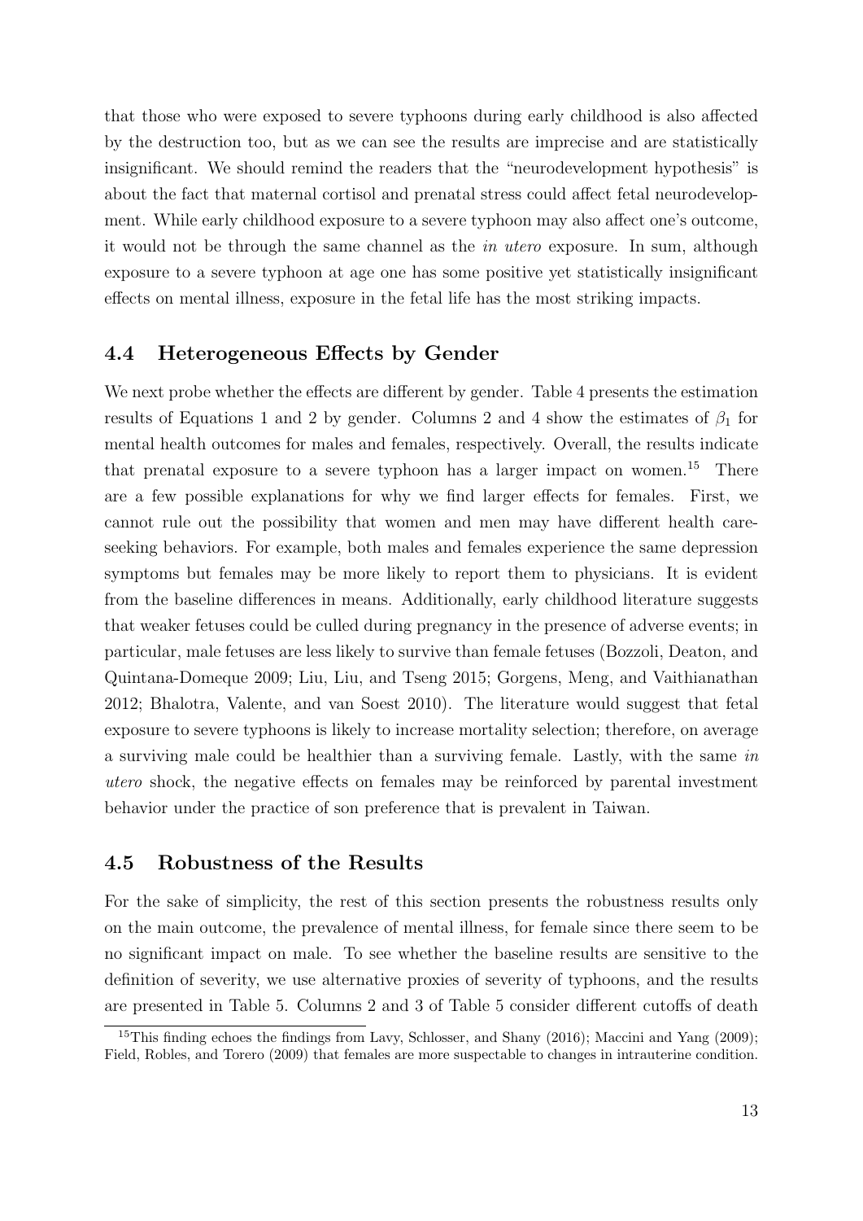that those who were exposed to severe typhoons during early childhood is also affected by the destruction too, but as we can see the results are imprecise and are statistically insignificant. We should remind the readers that the "neurodevelopment hypothesis" is about the fact that maternal cortisol and prenatal stress could affect fetal neurodevelopment. While early childhood exposure to a severe typhoon may also affect one's outcome, it would not be through the same channel as the *in utero* exposure. In sum, although exposure to a severe typhoon at age one has some positive yet statistically insignificant effects on mental illness, exposure in the fetal life has the most striking impacts.

## 4.4 Heterogeneous Effects by Gender

We next probe whether the effects are different by gender. Table 4 presents the estimation results of Equations 1 and 2 by gender. Columns 2 and 4 show the estimates of $\beta_1$ for mental health outcomes for males and females, respectively. Overall, the results indicate that prenatal exposure to a severe typhoon has a larger impact on women.[15] There are a few possible explanations for why we find larger effects for females. First, we cannot rule out the possibility that women and men may have different health care-seeking behaviors. For example, both males and females experience the same depression symptoms but females may be more likely to report them to physicians. It is evident from the baseline differences in means. Additionally, early childhood literature suggests that weaker fetuses could be culled during pregnancy in the presence of adverse events; in particular, male fetuses are less likely to survive than female fetuses (Bozzoli, Deaton, and Quintana-Domeque 2009; Liu, Liu, and Tseng 2015; Gorgens, Meng, and Vaithianathan 2012; Bhalotra, Valente, and van Soest 2010). The literature would suggest that fetal exposure to severe typhoons is likely to increase mortality selection; therefore, on average a surviving male could be healthier than a surviving female. Lastly, with the same *in utero* shock, the negative effects on females may be reinforced by parental investment behavior under the practice of son preference that is prevalent in Taiwan.

## 4.5 Robustness of the Results

For the sake of simplicity, the rest of this section presents the robustness results only on the main outcome, the prevalence of mental illness, for female since there seem to be no significant impact on male. To see whether the baseline results are sensitive to the definition of severity, we use alternative proxies of severity of typhoons, and the results are presented in Table 5. Columns 2 and 3 of Table 5 consider different cutoffs of death

[15] This finding echoes the findings from Lavy, Schlosser, and Shany (2016); Maccini and Yang (2009); Field, Robles, and Torero (2009) that females are more suspectable to changes in intrauterine condition.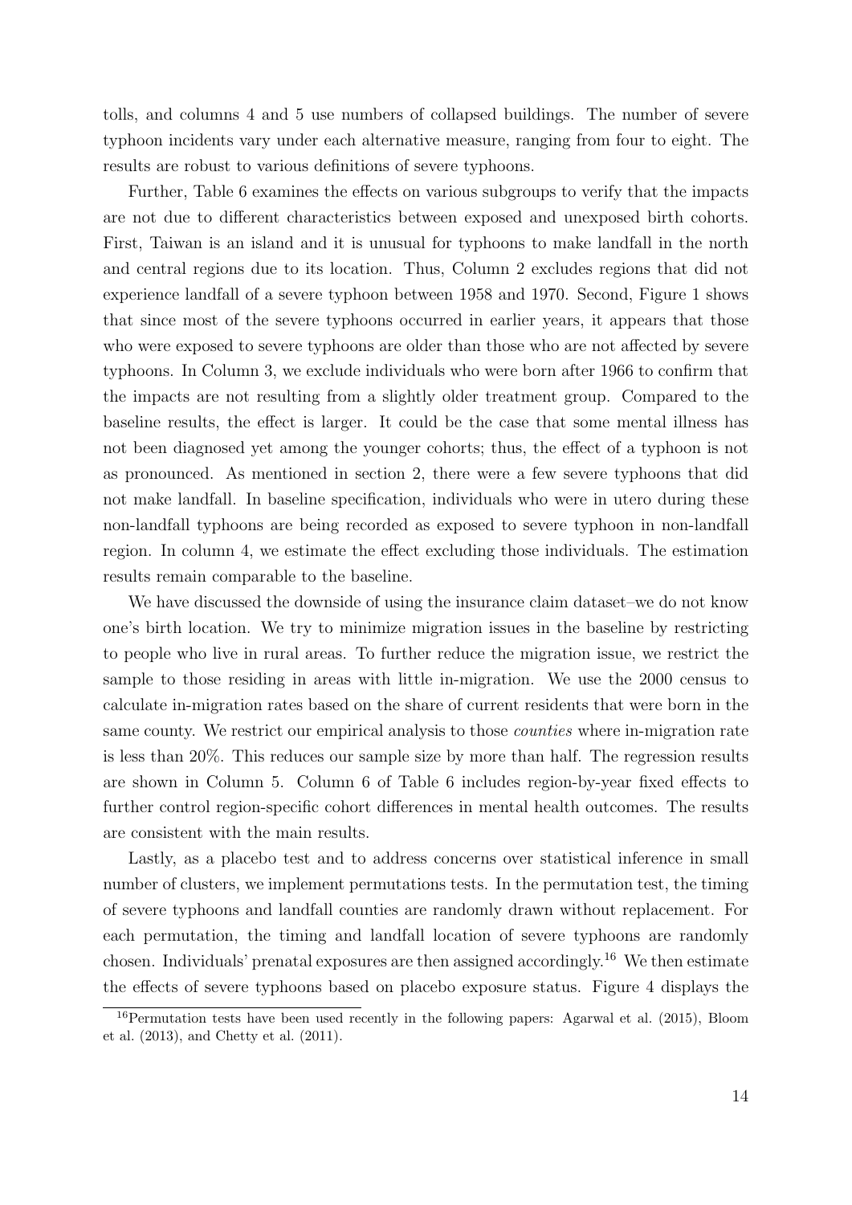tolls, and columns 4 and 5 use numbers of collapsed buildings. The number of severe typhoon incidents vary under each alternative measure, ranging from four to eight. The results are robust to various definitions of severe typhoons.

Further, Table 6 examines the effects on various subgroups to verify that the impacts are not due to different characteristics between exposed and unexposed birth cohorts. First, Taiwan is an island and it is unusual for typhoons to make landfall in the north and central regions due to its location. Thus, Column 2 excludes regions that did not experience landfall of a severe typhoon between 1958 and 1970. Second, Figure 1 shows that since most of the severe typhoons occurred in earlier years, it appears that those who were exposed to severe typhoons are older than those who are not affected by severe typhoons. In Column 3, we exclude individuals who were born after 1966 to confirm that the impacts are not resulting from a slightly older treatment group. Compared to the baseline results, the effect is larger. It could be the case that some mental illness has not been diagnosed yet among the younger cohorts; thus, the effect of a typhoon is not as pronounced. As mentioned in section 2, there were a few severe typhoons that did not make landfall. In baseline specification, individuals who were in utero during these non-landfall typhoons are being recorded as exposed to severe typhoon in non-landfall region. In column 4, we estimate the effect excluding those individuals. The estimation results remain comparable to the baseline.

We have discussed the downside of using the insurance claim dataset–we do not know one's birth location. We try to minimize migration issues in the baseline by restricting to people who live in rural areas. To further reduce the migration issue, we restrict the sample to those residing in areas with little in-migration. We use the 2000 census to calculate in-migration rates based on the share of current residents that were born in the same county. We restrict our empirical analysis to those *counties* where in-migration rate is less than 20%. This reduces our sample size by more than half. The regression results are shown in Column 5. Column 6 of Table 6 includes region-by-year fixed effects to further control region-specific cohort differences in mental health outcomes. The results are consistent with the main results.

Lastly, as a placebo test and to address concerns over statistical inference in small number of clusters, we implement permutations tests. In the permutation test, the timing of severe typhoons and landfall counties are randomly drawn without replacement. For each permutation, the timing and landfall location of severe typhoons are randomly chosen. Individuals' prenatal exposures are then assigned accordingly.[16] We then estimate the effects of severe typhoons based on placebo exposure status. Figure 4 displays the

[16] Permutation tests have been used recently in the following papers: Agarwal et al. (2015), Bloom et al. (2013), and Chetty et al. (2011).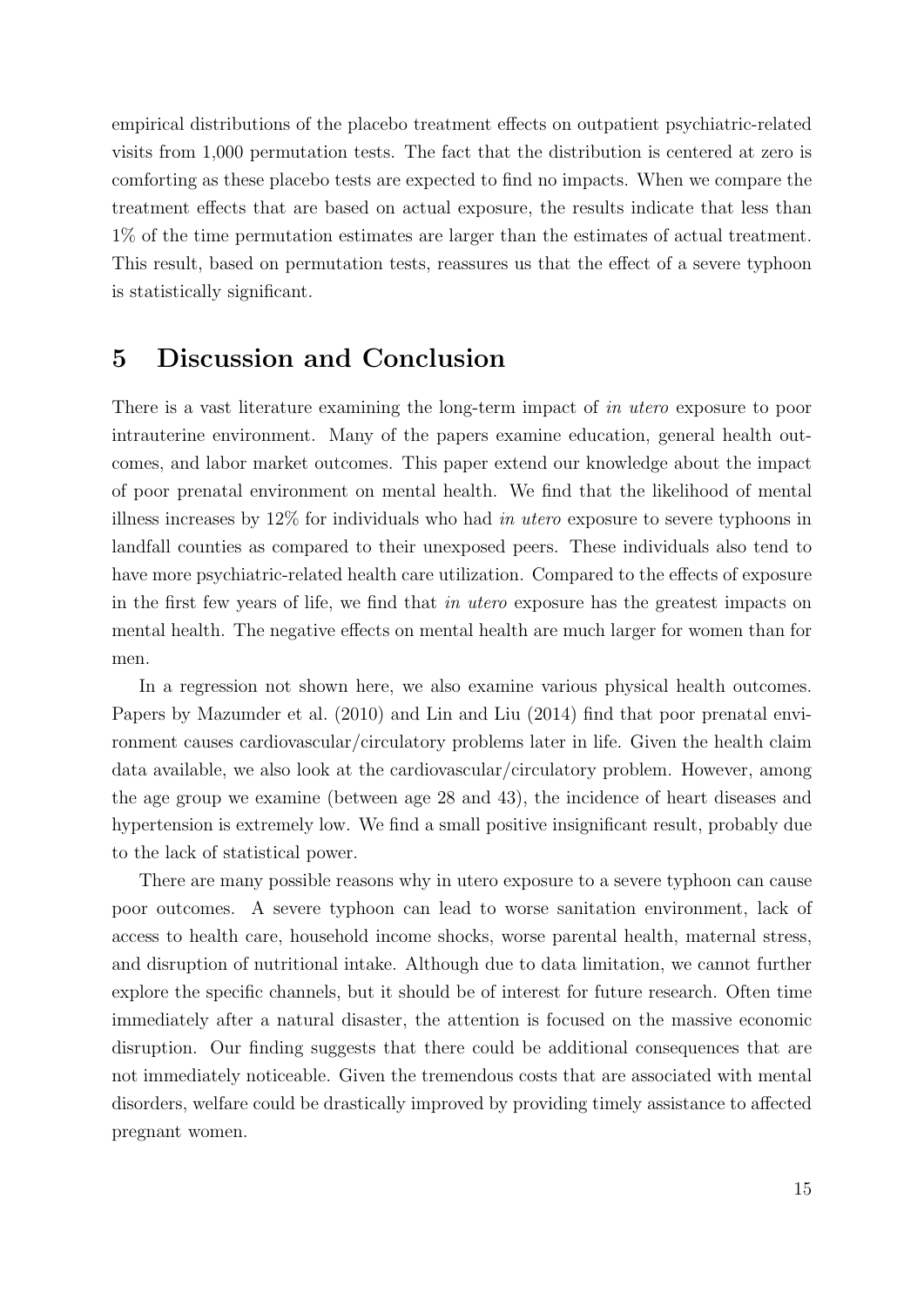empirical distributions of the placebo treatment effects on outpatient psychiatric-related visits from 1,000 permutation tests. The fact that the distribution is centered at zero is comforting as these placebo tests are expected to find no impacts. When we compare the treatment effects that are based on actual exposure, the results indicate that less than 1% of the time permutation estimates are larger than the estimates of actual treatment. This result, based on permutation tests, reassures us that the effect of a severe typhoon is statistically significant.

## 5 Discussion and Conclusion

There is a vast literature examining the long-term impact of *in utero* exposure to poor intrauterine environment. Many of the papers examine education, general health outcomes, and labor market outcomes. This paper extend our knowledge about the impact of poor prenatal environment on mental health. We find that the likelihood of mental illness increases by 12% for individuals who had *in utero* exposure to severe typhoons in landfall counties as compared to their unexposed peers. These individuals also tend to have more psychiatric-related health care utilization. Compared to the effects of exposure in the first few years of life, we find that *in utero* exposure has the greatest impacts on mental health. The negative effects on mental health are much larger for women than for men.

In a regression not shown here, we also examine various physical health outcomes. Papers by Mazumder et al. (2010) and Lin and Liu (2014) find that poor prenatal environment causes cardiovascular/circulatory problems later in life. Given the health claim data available, we also look at the cardiovascular/circulatory problem. However, among the age group we examine (between age 28 and 43), the incidence of heart diseases and hypertension is extremely low. We find a small positive insignificant result, probably due to the lack of statistical power.

There are many possible reasons why in utero exposure to a severe typhoon can cause poor outcomes. A severe typhoon can lead to worse sanitation environment, lack of access to health care, household income shocks, worse parental health, maternal stress, and disruption of nutritional intake. Although due to data limitation, we cannot further explore the specific channels, but it should be of interest for future research. Often time immediately after a natural disaster, the attention is focused on the massive economic disruption. Our finding suggests that there could be additional consequences that are not immediately noticeable. Given the tremendous costs that are associated with mental disorders, welfare could be drastically improved by providing timely assistance to affected pregnant women.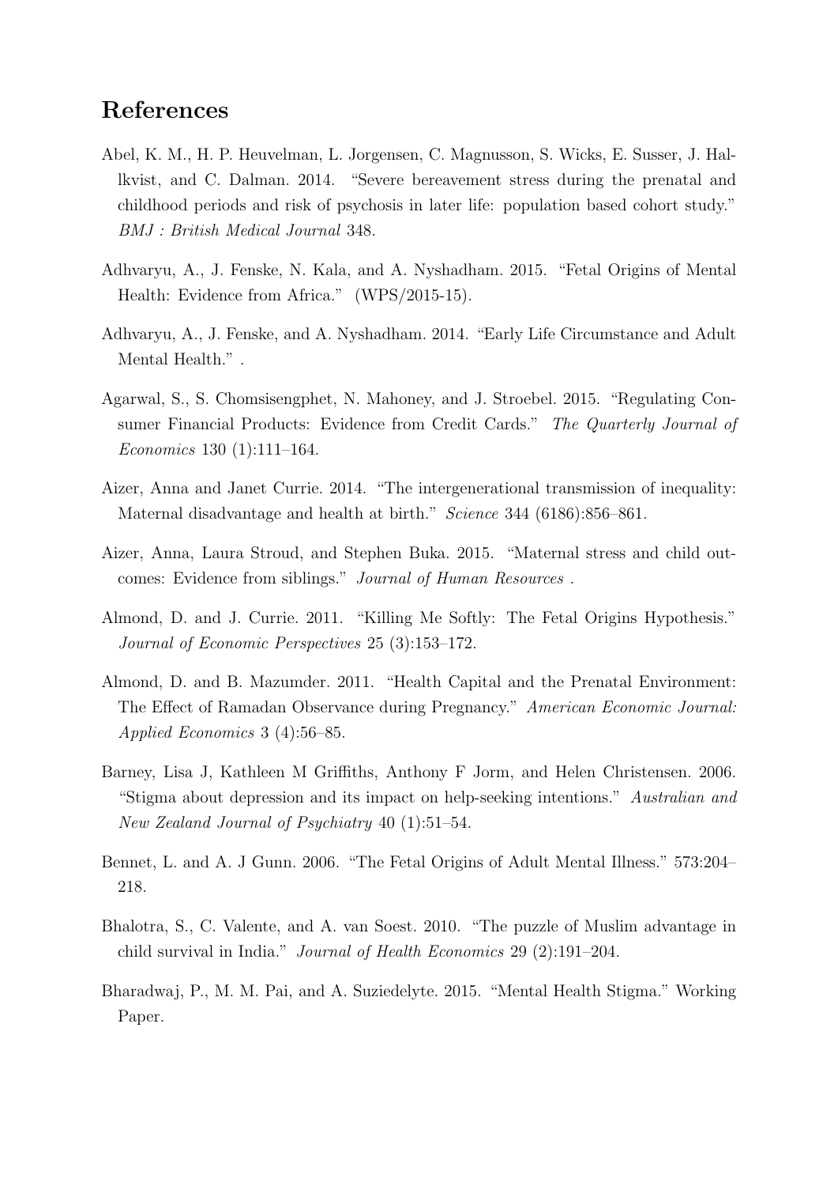## References

Abel, K. M., H. P. Heuvelman, L. Jorgensen, C. Magnusson, S. Wicks, E. Susser, J. Hallkvist, and C. Dalman. 2014. "Severe bereavement stress during the prenatal and childhood periods and risk of psychosis in later life: population based cohort study." *BMJ : British Medical Journal* 348.

Adhvaryu, A., J. Fenske, N. Kala, and A. Nyshadham. 2015. "Fetal Origins of Mental Health: Evidence from Africa." (WPS/2015-15).

Adhvaryu, A., J. Fenske, and A. Nyshadham. 2014. "Early Life Circumstance and Adult Mental Health." .

Agarwal, S., S. Chomsisengphet, N. Mahoney, and J. Stroebel. 2015. "Regulating Consumer Financial Products: Evidence from Credit Cards." *The Quarterly Journal of Economics* 130 (1):111–164.

Aizer, Anna and Janet Currie. 2014. "The intergenerational transmission of inequality: Maternal disadvantage and health at birth." *Science* 344 (6186):856–861.

Aizer, Anna, Laura Stroud, and Stephen Buka. 2015. "Maternal stress and child outcomes: Evidence from siblings." *Journal of Human Resources* .

Almond, D. and J. Currie. 2011. "Killing Me Softly: The Fetal Origins Hypothesis." *Journal of Economic Perspectives* 25 (3):153–172.

Almond, D. and B. Mazumder. 2011. "Health Capital and the Prenatal Environment: The Effect of Ramadan Observance during Pregnancy." *American Economic Journal: Applied Economics* 3 (4):56–85.

Barney, Lisa J, Kathleen M Griffiths, Anthony F Jorm, and Helen Christensen. 2006. "Stigma about depression and its impact on help-seeking intentions." *Australian and New Zealand Journal of Psychiatry* 40 (1):51–54.

Bennet, L. and A. J Gunn. 2006. "The Fetal Origins of Adult Mental Illness." 573:204–218.

Bhalotra, S., C. Valente, and A. van Soest. 2010. "The puzzle of Muslim advantage in child survival in India." *Journal of Health Economics* 29 (2):191–204.

Bharadwaj, P., M. M. Pai, and A. Suziedelyte. 2015. "Mental Health Stigma." Working Paper.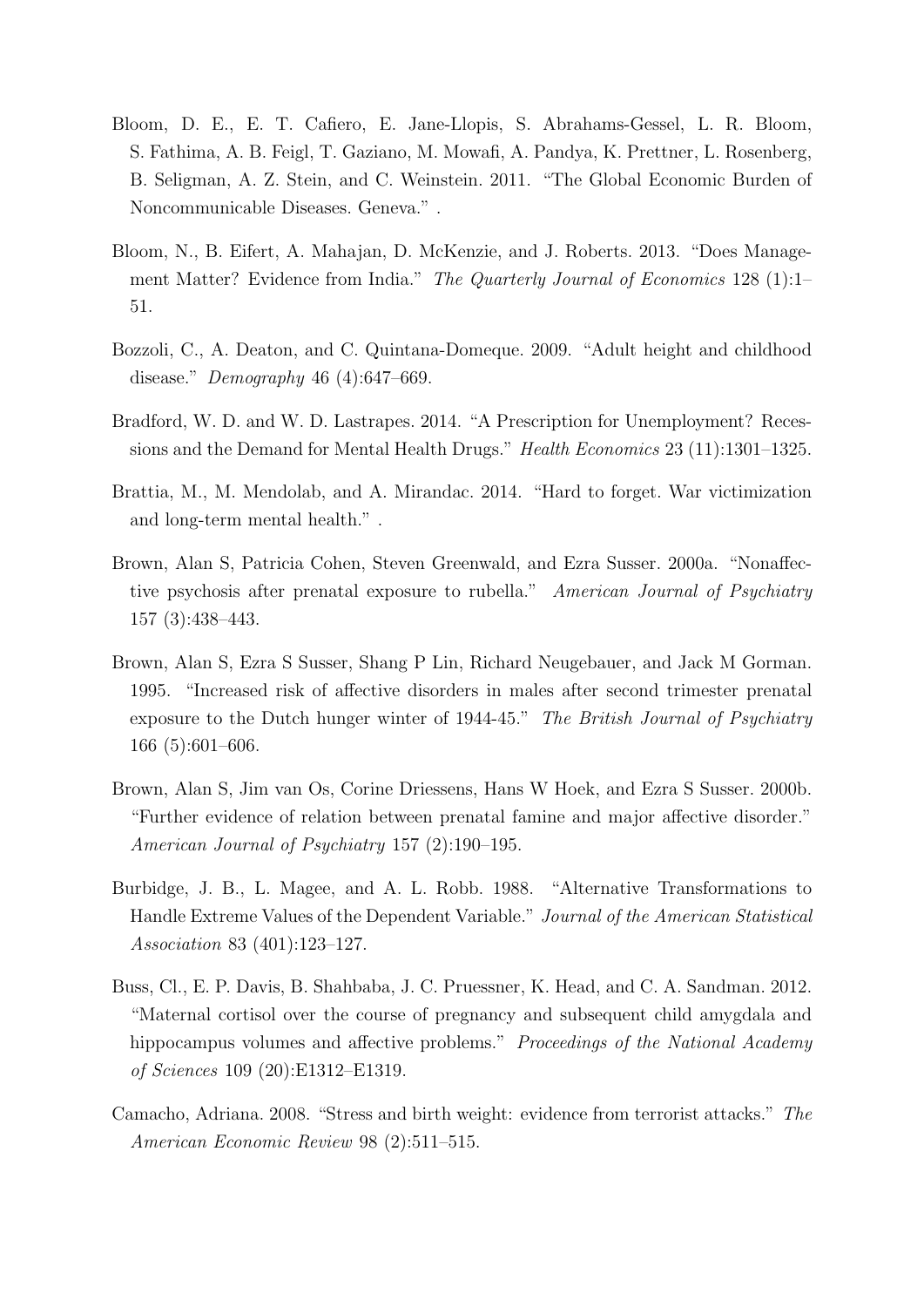Bloom, D. E., E. T. Cafiero, E. Jane-Llopis, S. Abrahams-Gessel, L. R. Bloom, S. Fathima, A. B. Feigl, T. Gaziano, M. Mowafi, A. Pandya, K. Prettner, L. Rosenberg, B. Seligman, A. Z. Stein, and C. Weinstein. 2011. "The Global Economic Burden of Noncommunicable Diseases. Geneva." .

Bloom, N., B. Eifert, A. Mahajan, D. McKenzie, and J. Roberts. 2013. "Does Management Matter? Evidence from India." *The Quarterly Journal of Economics* 128 (1):1–51.

Bozzoli, C., A. Deaton, and C. Quintana-Domeque. 2009. "Adult height and childhood disease." *Demography* 46 (4):647–669.

Bradford, W. D. and W. D. Lastrapes. 2014. "A Prescription for Unemployment? Recessions and the Demand for Mental Health Drugs." *Health Economics* 23 (11):1301–1325.

Brattia, M., M. Mendolab, and A. Mirandac. 2014. "Hard to forget. War victimization and long-term mental health." .

Brown, Alan S, Patricia Cohen, Steven Greenwald, and Ezra Susser. 2000a. "Nonaffective psychosis after prenatal exposure to rubella." *American Journal of Psychiatry* 157 (3):438–443.

Brown, Alan S, Ezra S Susser, Shang P Lin, Richard Neugebauer, and Jack M Gorman. 1995. "Increased risk of affective disorders in males after second trimester prenatal exposure to the Dutch hunger winter of 1944-45." *The British Journal of Psychiatry* 166 (5):601–606.

Brown, Alan S, Jim van Os, Corine Driessens, Hans W Hoek, and Ezra S Susser. 2000b. "Further evidence of relation between prenatal famine and major affective disorder." *American Journal of Psychiatry* 157 (2):190–195.

Burbidge, J. B., L. Magee, and A. L. Robb. 1988. "Alternative Transformations to Handle Extreme Values of the Dependent Variable." *Journal of the American Statistical Association* 83 (401):123–127.

Buss, Cl., E. P. Davis, B. Shahbaba, J. C. Pruessner, K. Head, and C. A. Sandman. 2012. "Maternal cortisol over the course of pregnancy and subsequent child amygdala and hippocampus volumes and affective problems." *Proceedings of the National Academy of Sciences* 109 (20):E1312–E1319.

Camacho, Adriana. 2008. "Stress and birth weight: evidence from terrorist attacks." *The American Economic Review* 98 (2):511–515.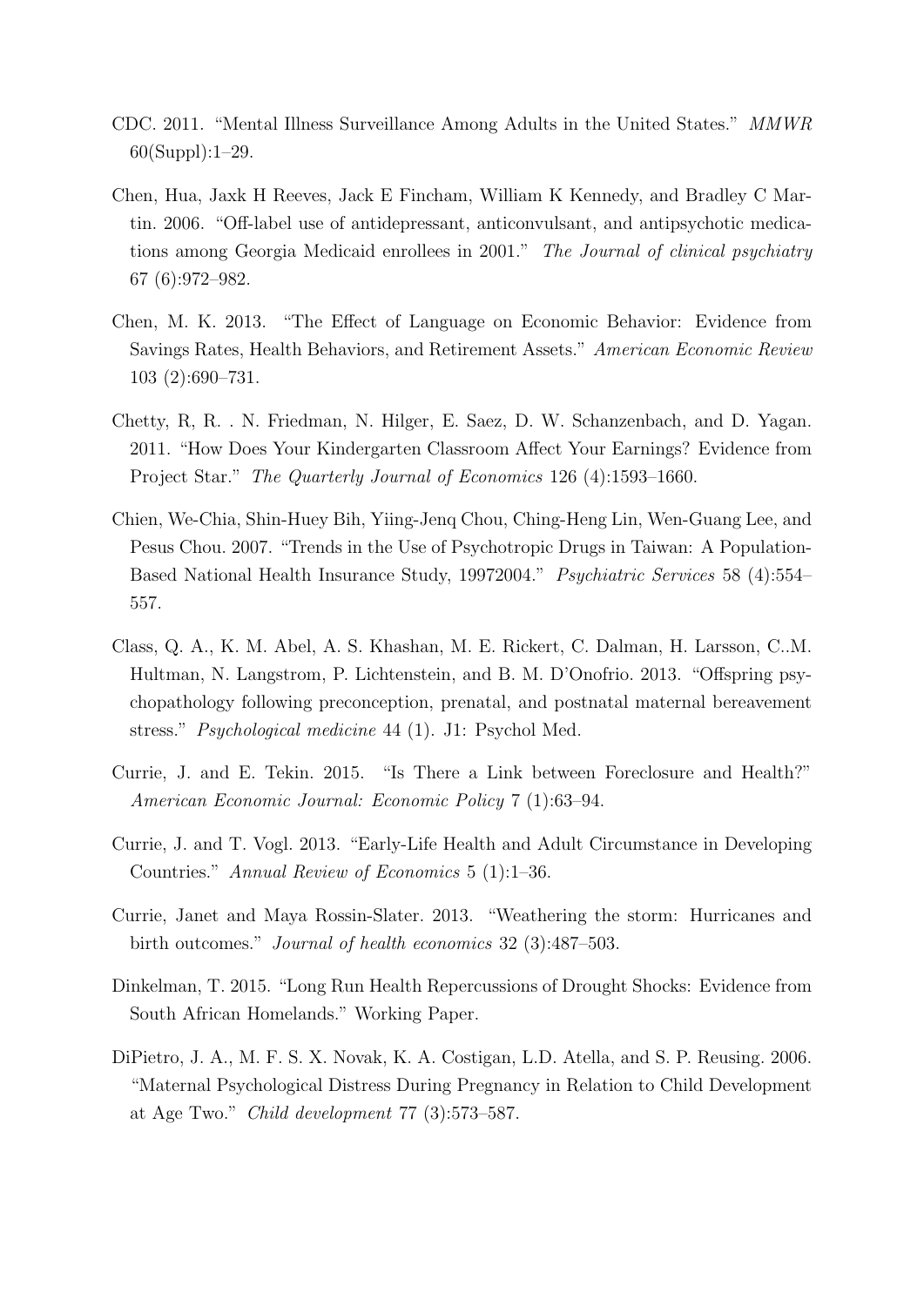CDC. 2011. "Mental Illness Surveillance Among Adults in the United States." *MMWR* 60(Suppl):1–29.

Chen, Hua, Jaxk H Reeves, Jack E Fincham, William K Kennedy, and Bradley C Martin. 2006. "Off-label use of antidepressant, anticonvulsant, and antipsychotic medications among Georgia Medicaid enrollees in 2001." *The Journal of clinical psychiatry* 67 (6):972–982.

Chen, M. K. 2013. "The Effect of Language on Economic Behavior: Evidence from Savings Rates, Health Behaviors, and Retirement Assets." *American Economic Review* 103 (2):690–731.

Chetty, R, R. . N. Friedman, N. Hilger, E. Saez, D. W. Schanzenbach, and D. Yagan. 2011. "How Does Your Kindergarten Classroom Affect Your Earnings? Evidence from Project Star." *The Quarterly Journal of Economics* 126 (4):1593–1660.

Chien, We-Chia, Shin-Huey Bih, Yiing-Jenq Chou, Ching-Heng Lin, Wen-Guang Lee, and Pesus Chou. 2007. "Trends in the Use of Psychotropic Drugs in Taiwan: A Population-Based National Health Insurance Study, 19972004." *Psychiatric Services* 58 (4):554–557.

Class, Q. A., K. M. Abel, A. S. Khashan, M. E. Rickert, C. Dalman, H. Larsson, C..M. Hultman, N. Langstrom, P. Lichtenstein, and B. M. D'Onofrio. 2013. "Offspring psychopathology following preconception, prenatal, and postnatal maternal bereavement stress." *Psychological medicine* 44 (1). J1: Psychol Med.

Currie, J. and E. Tekin. 2015. "Is There a Link between Foreclosure and Health?" *American Economic Journal: Economic Policy* 7 (1):63–94.

Currie, J. and T. Vogl. 2013. "Early-Life Health and Adult Circumstance in Developing Countries." *Annual Review of Economics* 5 (1):1–36.

Currie, Janet and Maya Rossin-Slater. 2013. "Weathering the storm: Hurricanes and birth outcomes." *Journal of health economics* 32 (3):487–503.

Dinkelman, T. 2015. "Long Run Health Repercussions of Drought Shocks: Evidence from South African Homelands." Working Paper.

DiPietro, J. A., M. F. S. X. Novak, K. A. Costigan, L.D. Atella, and S. P. Reusing. 2006. "Maternal Psychological Distress During Pregnancy in Relation to Child Development at Age Two." *Child development* 77 (3):573–587.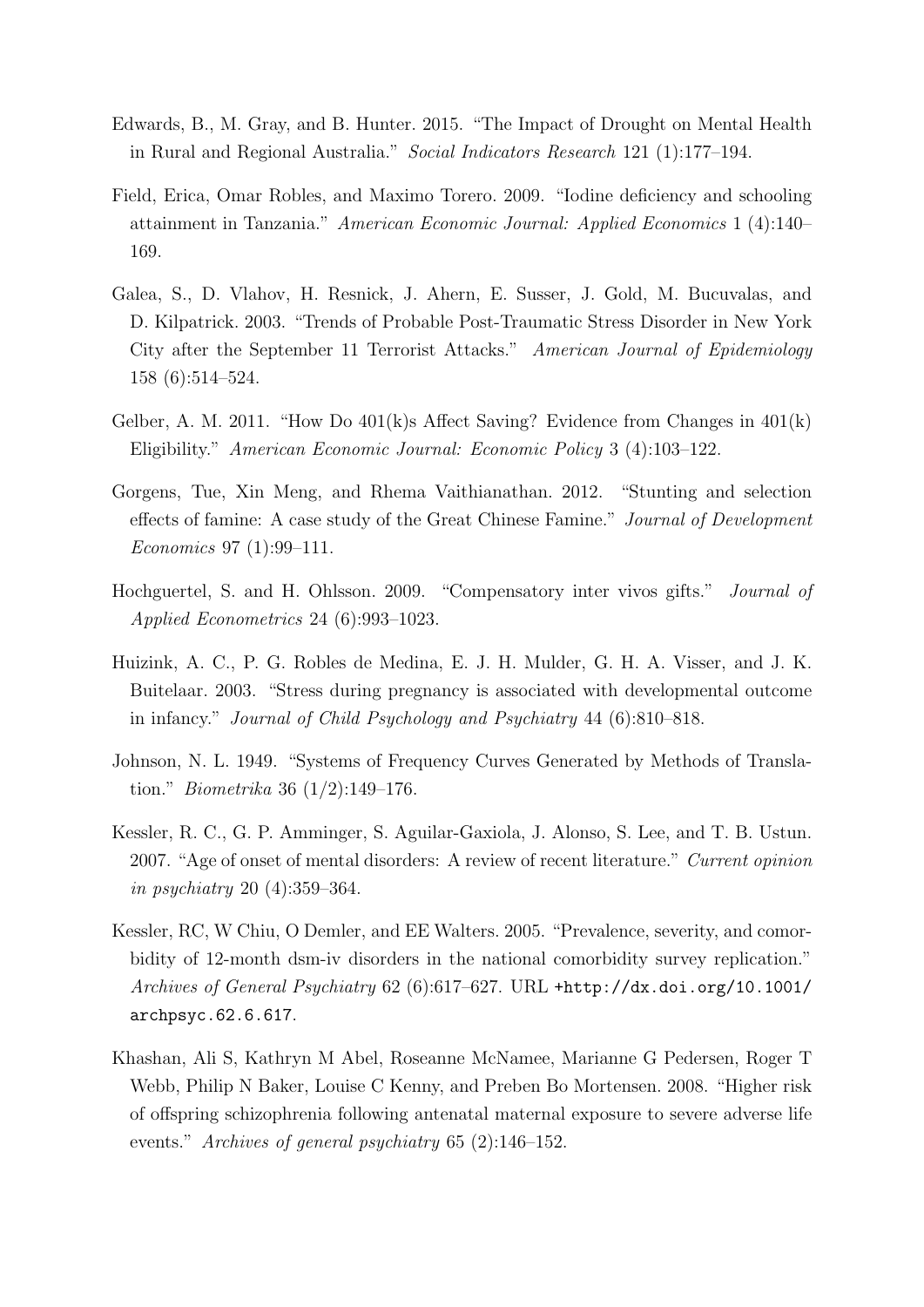Edwards, B., M. Gray, and B. Hunter. 2015. "The Impact of Drought on Mental Health in Rural and Regional Australia." *Social Indicators Research* 121 (1):177–194.

Field, Erica, Omar Robles, and Maximo Torero. 2009. "Iodine deficiency and schooling attainment in Tanzania." *American Economic Journal: Applied Economics* 1 (4):140–169.

Galea, S., D. Vlahov, H. Resnick, J. Ahern, E. Susser, J. Gold, M. Bucuvalas, and D. Kilpatrick. 2003. "Trends of Probable Post-Traumatic Stress Disorder in New York City after the September 11 Terrorist Attacks." *American Journal of Epidemiology* 158 (6):514–524.

Gelber, A. M. 2011. "How Do 401(k)s Affect Saving? Evidence from Changes in 401(k) Eligibility." *American Economic Journal: Economic Policy* 3 (4):103–122.

Gorgens, Tue, Xin Meng, and Rhema Vaithianathan. 2012. "Stunting and selection effects of famine: A case study of the Great Chinese Famine." *Journal of Development Economics* 97 (1):99–111.

Hochguertel, S. and H. Ohlsson. 2009. "Compensatory inter vivos gifts." *Journal of Applied Econometrics* 24 (6):993–1023.

Huizink, A. C., P. G. Robles de Medina, E. J. H. Mulder, G. H. A. Visser, and J. K. Buitelaar. 2003. "Stress during pregnancy is associated with developmental outcome in infancy." *Journal of Child Psychology and Psychiatry* 44 (6):810–818.

Johnson, N. L. 1949. "Systems of Frequency Curves Generated by Methods of Translation." *Biometrika* 36 (1/2):149–176.

Kessler, R. C., G. P. Amminger, S. Aguilar-Gaxiola, J. Alonso, S. Lee, and T. B. Ustun. 2007. "Age of onset of mental disorders: A review of recent literature." *Current opinion in psychiatry* 20 (4):359–364.

Kessler, RC, W Chiu, O Demler, and EE Walters. 2005. "Prevalence, severity, and comorbidity of 12-month dsm-iv disorders in the national comorbidity survey replication." *Archives of General Psychiatry* 62 (6):617–627. URL +http://dx.doi.org/10.1001/archpsyc.62.6.617.

Khashan, Ali S, Kathryn M Abel, Roseanne McNamee, Marianne G Pedersen, Roger T Webb, Philip N Baker, Louise C Kenny, and Preben Bo Mortensen. 2008. "Higher risk of offspring schizophrenia following antenatal maternal exposure to severe adverse life events." *Archives of general psychiatry* 65 (2):146–152.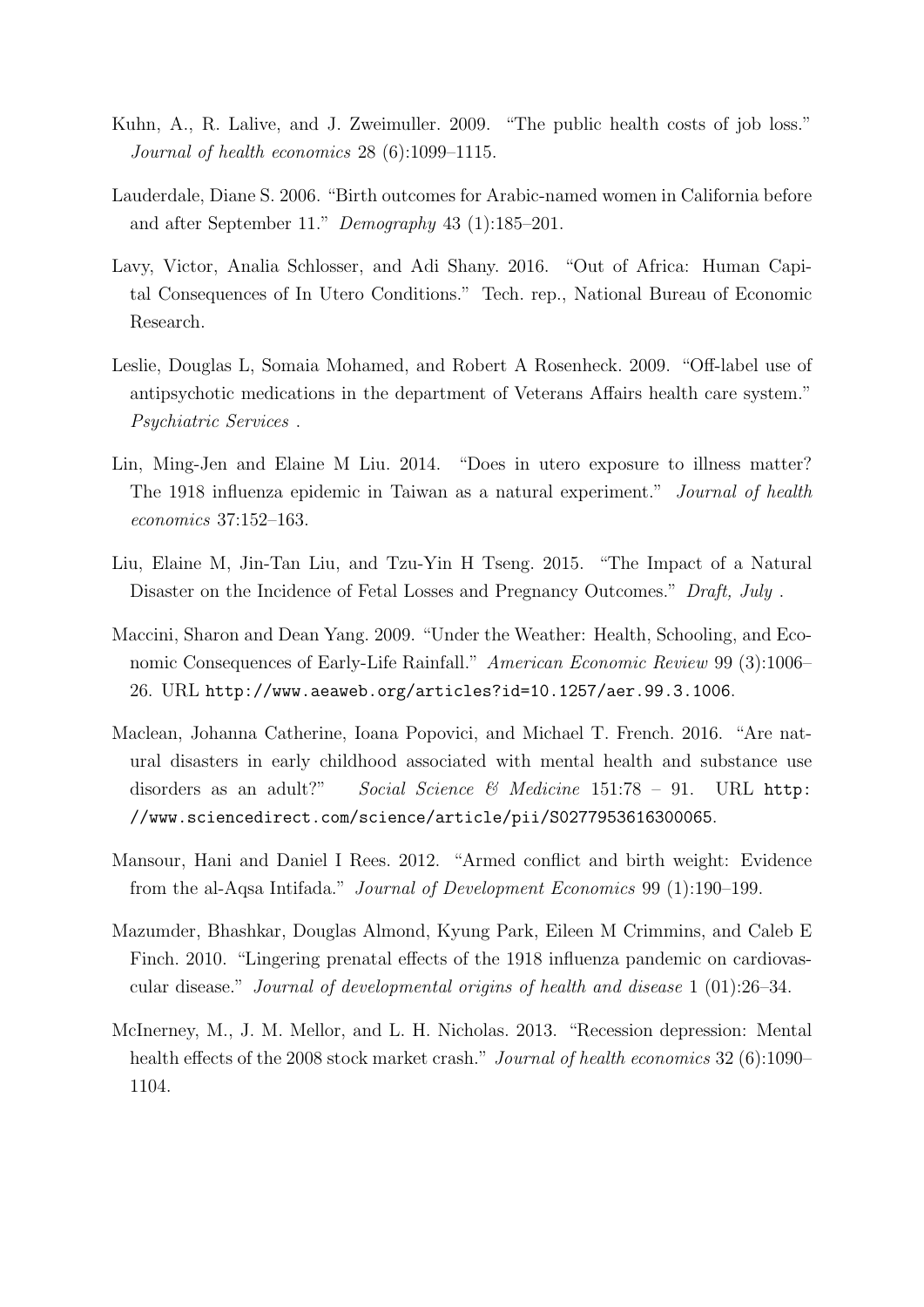Kuhn, A., R. Lalive, and J. Zweimuller. 2009. "The public health costs of job loss." *Journal of health economics* 28 (6):1099–1115.

Lauderdale, Diane S. 2006. "Birth outcomes for Arabic-named women in California before and after September 11." *Demography* 43 (1):185–201.

Lavy, Victor, Analia Schlosser, and Adi Shany. 2016. "Out of Africa: Human Capital Consequences of In Utero Conditions." Tech. rep., National Bureau of Economic Research.

Leslie, Douglas L, Somaia Mohamed, and Robert A Rosenheck. 2009. "Off-label use of antipsychotic medications in the department of Veterans Affairs health care system." *Psychiatric Services* .

Lin, Ming-Jen and Elaine M Liu. 2014. "Does in utero exposure to illness matter? The 1918 influenza epidemic in Taiwan as a natural experiment." *Journal of health economics* 37:152–163.

Liu, Elaine M, Jin-Tan Liu, and Tzu-Yin H Tseng. 2015. "The Impact of a Natural Disaster on the Incidence of Fetal Losses and Pregnancy Outcomes." *Draft, July* .

Maccini, Sharon and Dean Yang. 2009. "Under the Weather: Health, Schooling, and Economic Consequences of Early-Life Rainfall." *American Economic Review* 99 (3):1006–26. URL `http://www.aeaweb.org/articles?id=10.1257/aer.99.3.1006`.

Maclean, Johanna Catherine, Ioana Popovici, and Michael T. French. 2016. "Are natural disasters in early childhood associated with mental health and substance use disorders as an adult?" *Social Science & Medicine* 151:78 – 91. URL `http://www.sciencedirect.com/science/article/pii/S0277953616300065`.

Mansour, Hani and Daniel I Rees. 2012. "Armed conflict and birth weight: Evidence from the al-Aqsa Intifada." *Journal of Development Economics* 99 (1):190–199.

Mazumder, Bhashkar, Douglas Almond, Kyung Park, Eileen M Crimmins, and Caleb E Finch. 2010. "Lingering prenatal effects of the 1918 influenza pandemic on cardiovascular disease." *Journal of developmental origins of health and disease* 1 (01):26–34.

McInerney, M., J. M. Mellor, and L. H. Nicholas. 2013. "Recession depression: Mental health effects of the 2008 stock market crash." *Journal of health economics* 32 (6):1090–1104.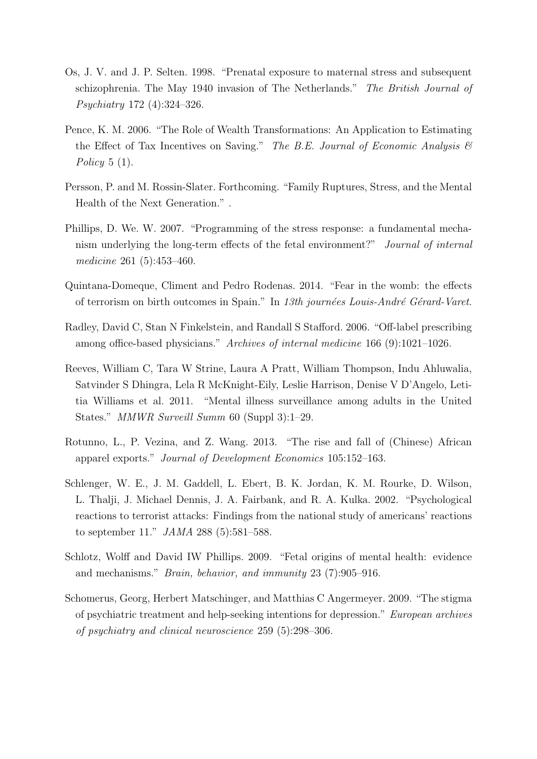Os, J. V. and J. P. Selten. 1998. "Prenatal exposure to maternal stress and subsequent schizophrenia. The May 1940 invasion of The Netherlands." *The British Journal of Psychiatry* 172 (4):324–326.

Pence, K. M. 2006. "The Role of Wealth Transformations: An Application to Estimating the Effect of Tax Incentives on Saving." *The B.E. Journal of Economic Analysis & Policy* 5 (1).

Persson, P. and M. Rossin-Slater. Forthcoming. "Family Ruptures, Stress, and the Mental Health of the Next Generation." .

Phillips, D. We. W. 2007. "Programming of the stress response: a fundamental mechanism underlying the long-term effects of the fetal environment?" *Journal of internal medicine* 261 (5):453–460.

Quintana-Domeque, Climent and Pedro Rodenas. 2014. "Fear in the womb: the effects of terrorism on birth outcomes in Spain." In *13th journées Louis-André Gérard-Varet*.

Radley, David C, Stan N Finkelstein, and Randall S Stafford. 2006. "Off-label prescribing among office-based physicians." *Archives of internal medicine* 166 (9):1021–1026.

Reeves, William C, Tara W Strine, Laura A Pratt, William Thompson, Indu Ahluwalia, Satvinder S Dhingra, Lela R McKnight-Eily, Leslie Harrison, Denise V D'Angelo, Letitia Williams et al. 2011. "Mental illness surveillance among adults in the United States." *MMWR Surveill Summ* 60 (Suppl 3):1–29.

Rotunno, L., P. Vezina, and Z. Wang. 2013. "The rise and fall of (Chinese) African apparel exports." *Journal of Development Economics* 105:152–163.

Schlenger, W. E., J. M. Gaddell, L. Ebert, B. K. Jordan, K. M. Rourke, D. Wilson, L. Thalji, J. Michael Dennis, J. A. Fairbank, and R. A. Kulka. 2002. "Psychological reactions to terrorist attacks: Findings from the national study of americans' reactions to september 11." *JAMA* 288 (5):581–588.

Schlotz, Wolff and David IW Phillips. 2009. "Fetal origins of mental health: evidence and mechanisms." *Brain, behavior, and immunity* 23 (7):905–916.

Schomerus, Georg, Herbert Matschinger, and Matthias C Angermeyer. 2009. "The stigma of psychiatric treatment and help-seeking intentions for depression." *European archives of psychiatry and clinical neuroscience* 259 (5):298–306.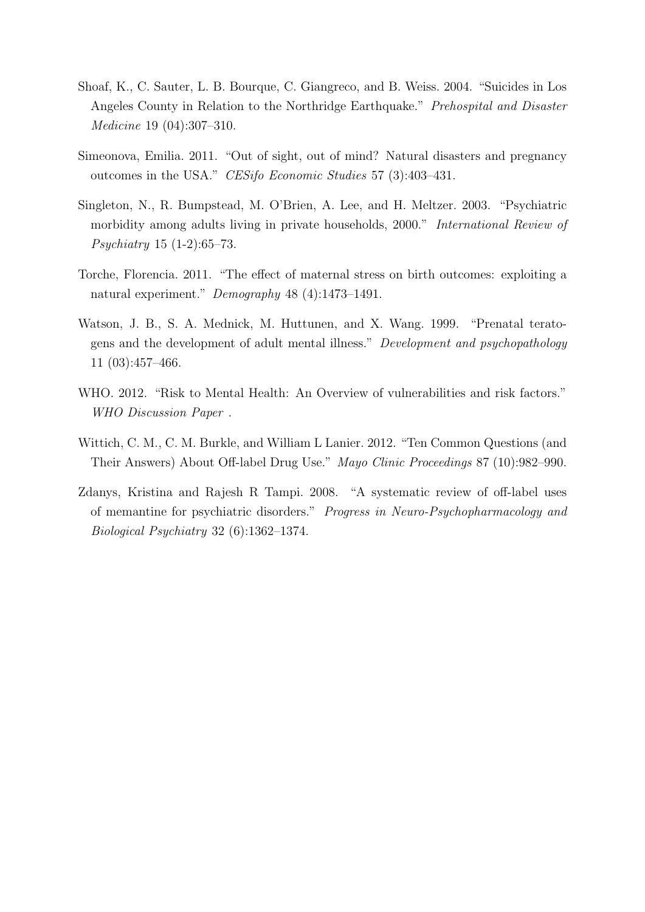Shoaf, K., C. Sauter, L. B. Bourque, C. Giangreco, and B. Weiss. 2004. "Suicides in Los Angeles County in Relation to the Northridge Earthquake." *Prehospital and Disaster Medicine* 19 (04):307–310.

Simeonova, Emilia. 2011. "Out of sight, out of mind? Natural disasters and pregnancy outcomes in the USA." *CESifo Economic Studies* 57 (3):403–431.

Singleton, N., R. Bumpstead, M. O'Brien, A. Lee, and H. Meltzer. 2003. "Psychiatric morbidity among adults living in private households, 2000." *International Review of Psychiatry* 15 (1-2):65–73.

Torche, Florencia. 2011. "The effect of maternal stress on birth outcomes: exploiting a natural experiment." *Demography* 48 (4):1473–1491.

Watson, J. B., S. A. Mednick, M. Huttunen, and X. Wang. 1999. "Prenatal teratogens and the development of adult mental illness." *Development and psychopathology* 11 (03):457–466.

WHO. 2012. "Risk to Mental Health: An Overview of vulnerabilities and risk factors." *WHO Discussion Paper* .

Wittich, C. M., C. M. Burkle, and William L Lanier. 2012. "Ten Common Questions (and Their Answers) About Off-label Drug Use." *Mayo Clinic Proceedings* 87 (10):982–990.

Zdanys, Kristina and Rajesh R Tampi. 2008. "A systematic review of off-label uses of memantine for psychiatric disorders." *Progress in Neuro-Psychopharmacology and Biological Psychiatry* 32 (6):1362–1374.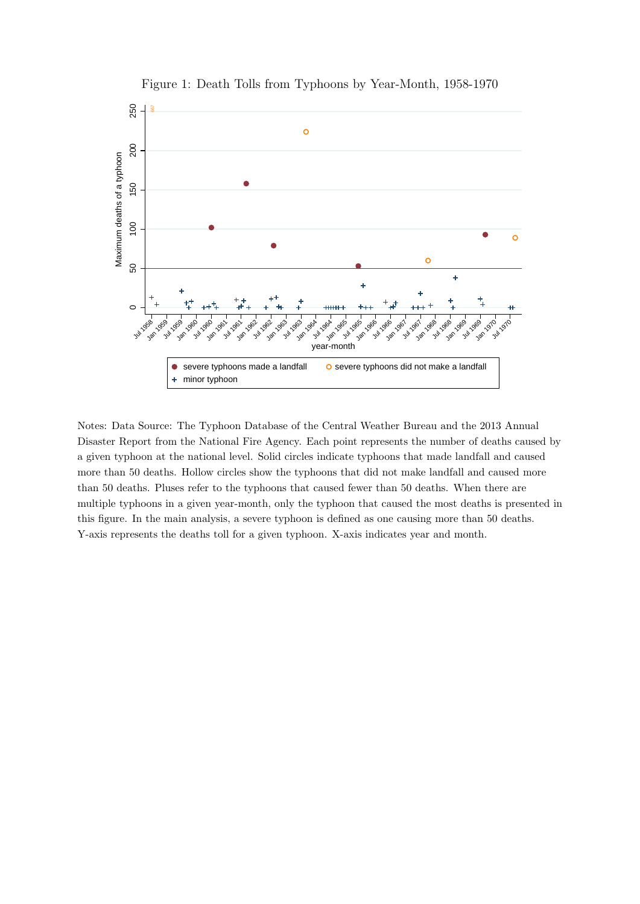Figure 1: Death Tolls from Typhoons by Year-Month, 1958-1970

Notes: Data Source: The Typhoon Database of the Central Weather Bureau and the 2013 Annual Disaster Report from the National Fire Agency. Each point represents the number of deaths caused by a given typhoon at the national level. Solid circles indicate typhoons that made landfall and caused more than 50 deaths. Hollow circles show the typhoons that did not make landfall and caused more than 50 deaths. Pluses refer to the typhoons that caused fewer than 50 deaths. When there are multiple typhoons in a given year-month, only the typhoon that caused the most deaths is presented in this figure. In the main analysis, a severe typhoon is defined as one causing more than 50 deaths. Y-axis represents the deaths toll for a given typhoon. X-axis indicates year and month.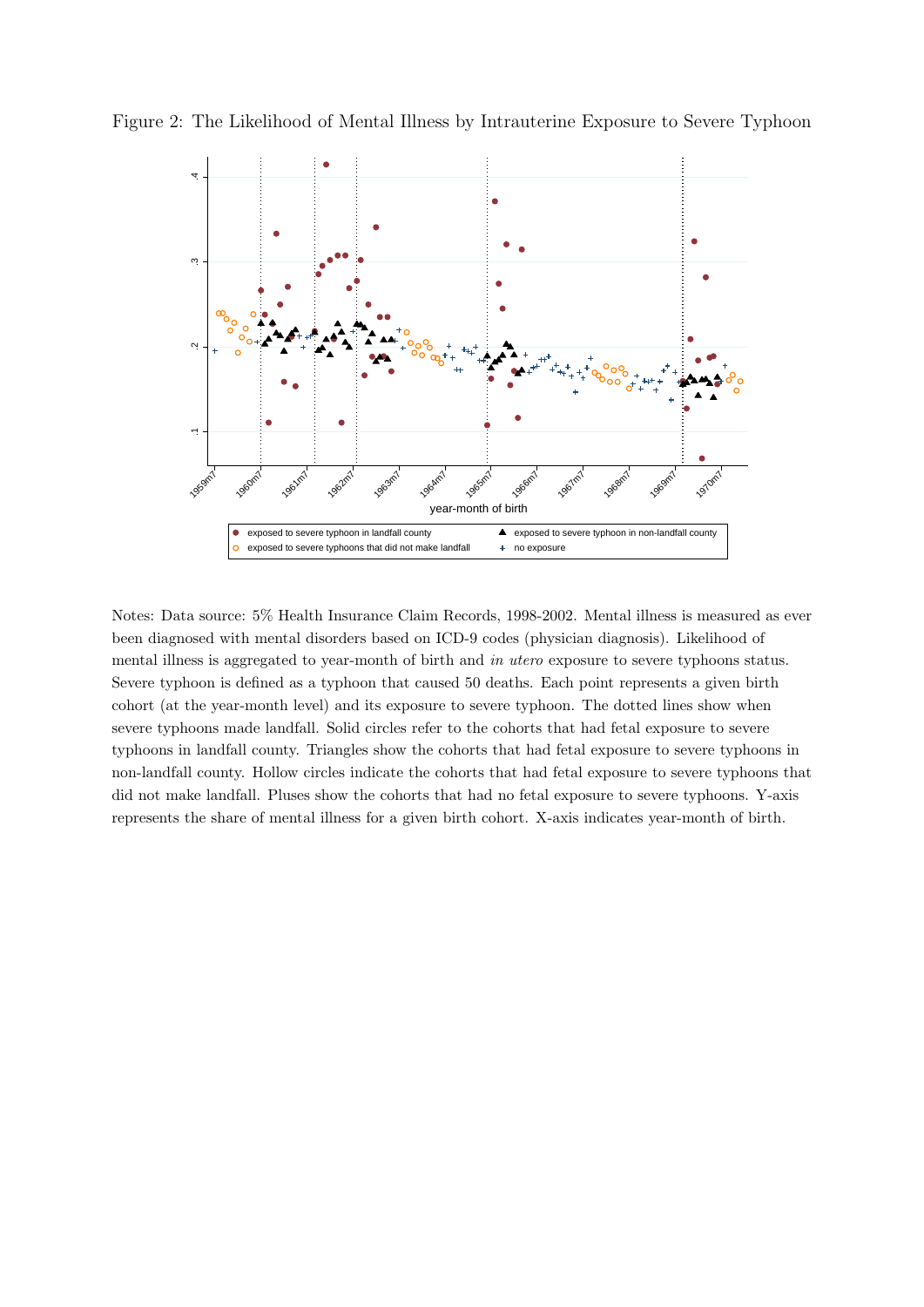Figure 2: The Likelihood of Mental Illness by Intrauterine Exposure to Severe Typhoon

Notes: Data source: 5% Health Insurance Claim Records, 1998-2002. Mental illness is measured as ever been diagnosed with mental disorders based on ICD-9 codes (physician diagnosis). Likelihood of mental illness is aggregated to year-month of birth and *in utero* exposure to severe typhoons status. Severe typhoon is defined as a typhoon that caused 50 deaths. Each point represents a given birth cohort (at the year-month level) and its exposure to severe typhoon. The dotted lines show when severe typhoons made landfall. Solid circles refer to the cohorts that had fetal exposure to severe typhoons in landfall county. Triangles show the cohorts that had fetal exposure to severe typhoons in non-landfall county. Hollow circles indicate the cohorts that had fetal exposure to severe typhoons that did not make landfall. Pluses show the cohorts that had no fetal exposure to severe typhoons. Y-axis represents the share of mental illness for a given birth cohort. X-axis indicates year-month of birth.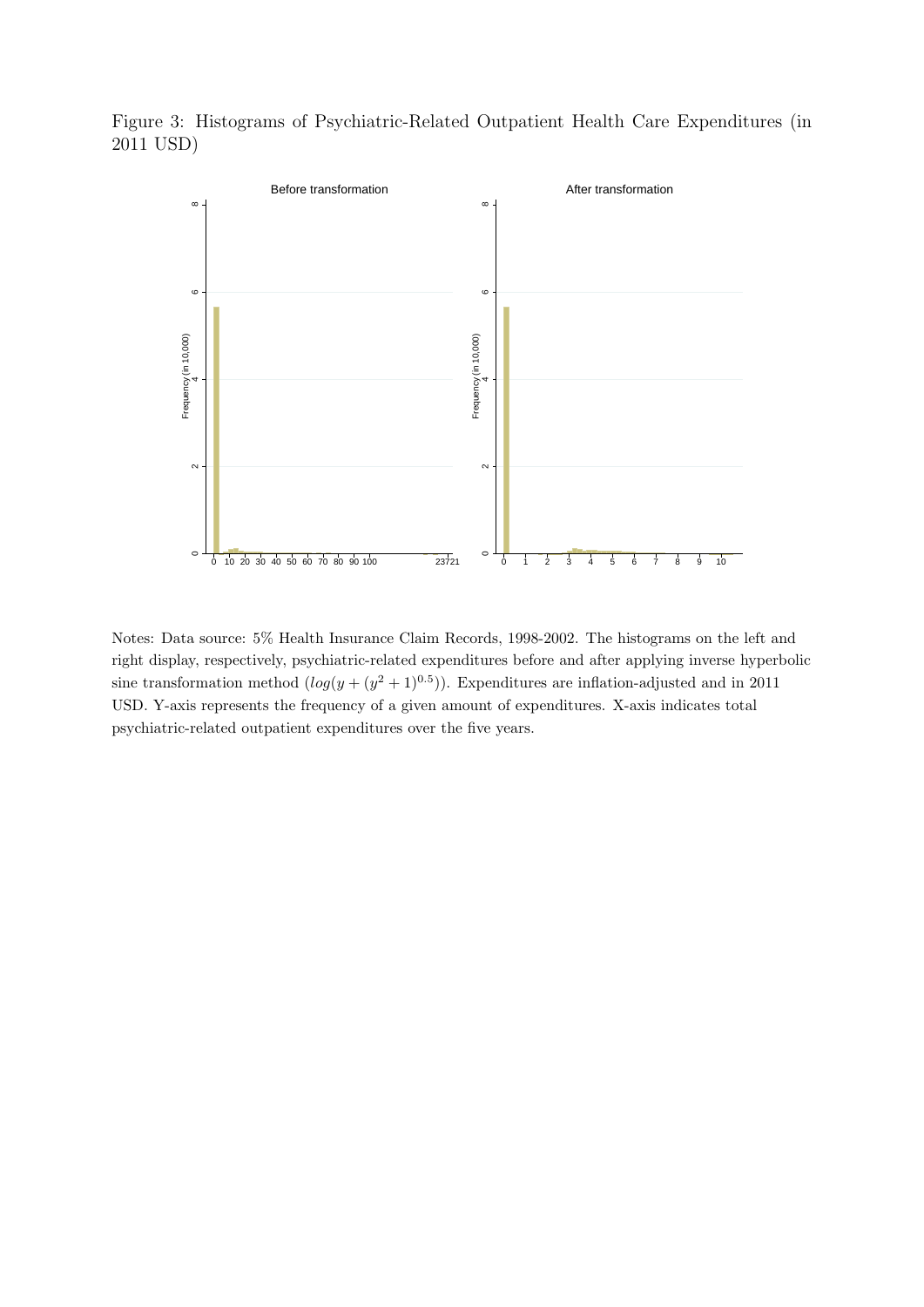Figure 3: Histograms of Psychiatric-Related Outpatient Health Care Expenditures (in 2011 USD)

Notes: Data source: 5% Health Insurance Claim Records, 1998-2002. The histograms on the left and right display, respectively, psychiatric-related expenditures before and after applying inverse hyperbolic sine transformation method ($log(y + (y^2 + 1)^{0.5})$). Expenditures are inflation-adjusted and in 2011 USD. Y-axis represents the frequency of a given amount of expenditures. X-axis indicates total psychiatric-related outpatient expenditures over the five years.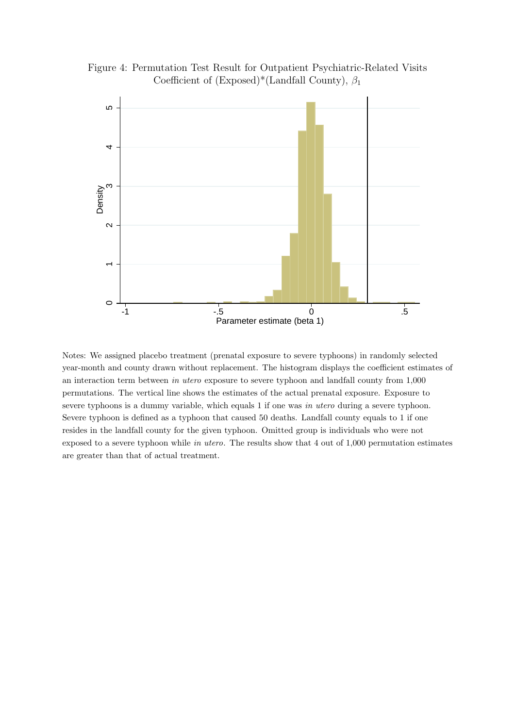Figure 4: Permutation Test Result for Outpatient Psychiatric-Related Visits
Coefficient of (Exposed)*(Landfall County), $\beta_1$

Notes: We assigned placebo treatment (prenatal exposure to severe typhoons) in randomly selected year-month and county drawn without replacement. The histogram displays the coefficient estimates of an interaction term between *in utero* exposure to severe typhoon and landfall county from 1,000 permutations. The vertical line shows the estimates of the actual prenatal exposure. Exposure to severe typhoons is a dummy variable, which equals 1 if one was *in utero* during a severe typhoon. Severe typhoon is defined as a typhoon that caused 50 deaths. Landfall county equals to 1 if one resides in the landfall county for the given typhoon. Omitted group is individuals who were not exposed to a severe typhoon while *in utero*. The results show that 4 out of 1,000 permutation estimates are greater than that of actual treatment.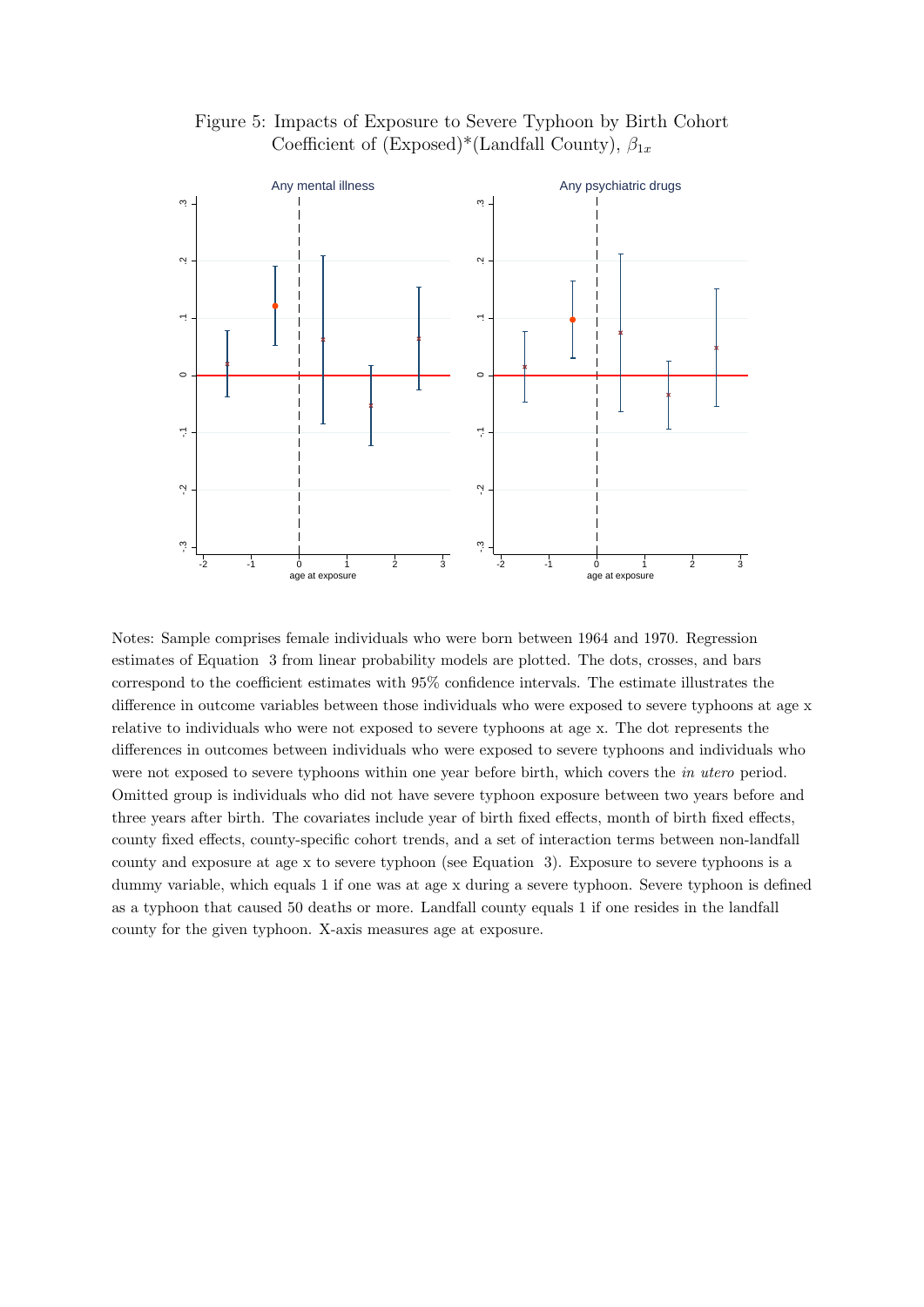Figure 5: Impacts of Exposure to Severe Typhoon by Birth Cohort
Coefficient of (Exposed)*(Landfall County), $\beta_{1x}$

Notes: Sample comprises female individuals who were born between 1964 and 1970. Regression estimates of Equation 3 from linear probability models are plotted. The dots, crosses, and bars correspond to the coefficient estimates with 95% confidence intervals. The estimate illustrates the difference in outcome variables between those individuals who were exposed to severe typhoons at age x relative to individuals who were not exposed to severe typhoons at age x. The dot represents the differences in outcomes between individuals who were exposed to severe typhoons and individuals who were not exposed to severe typhoons within one year before birth, which covers the *in utero* period. Omitted group is individuals who did not have severe typhoon exposure between two years before and three years after birth. The covariates include year of birth fixed effects, month of birth fixed effects, county fixed effects, county-specific cohort trends, and a set of interaction terms between non-landfall county and exposure at age x to severe typhoon (see Equation 3). Exposure to severe typhoons is a dummy variable, which equals 1 if one was at age x during a severe typhoon. Severe typhoon is defined as a typhoon that caused 50 deaths or more. Landfall county equals 1 if one resides in the landfall county for the given typhoon. X-axis measures age at exposure.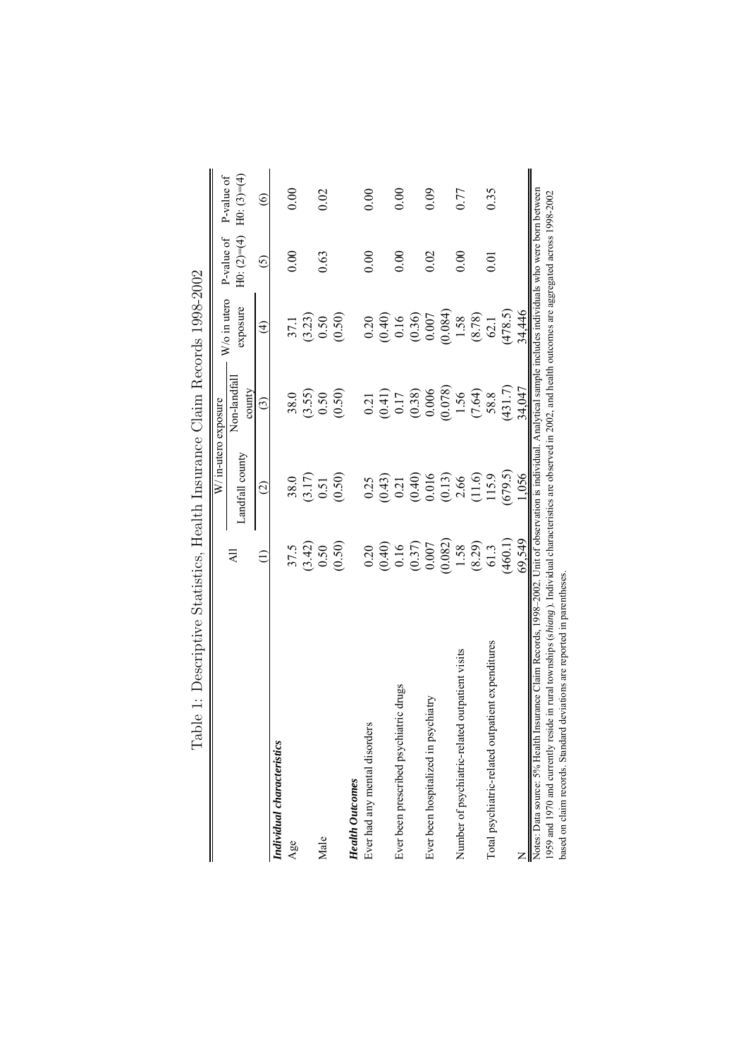Table 1: Descriptive Statistics, Health Insurance Claim Records 1998-2002

| | All | W/ in-utero exposure | | W/o in utero exposure | P-value of H0: (2)=(4) | P-value of H0: (3)=(4) |
|---|---|---|---|---|---|---|
| | | Landfall county | Non-landfall county | | | |
| | (1) | (2) | (3) | (4) | (5) | (6) |
| ***Individual characteristics*** | | | | | | |
| Age | 37.5 | 38.0 | 38.0 | 37.1 | 0.00 | 0.00 |
| | (3.42) | (3.17) | (3.55) | (3.23) | | |
| Male | 0.50 | 0.51 | 0.50 | 0.50 | 0.63 | 0.02 |
| | (0.50) | (0.50) | (0.50) | (0.50) | | |
| ***Health Outcomes*** | | | | | | |
| Ever had any mental disorders | 0.20 | 0.25 | 0.21 | 0.20 | 0.00 | 0.00 |
| | (0.40) | (0.43) | (0.41) | (0.40) | | |
| Ever been prescribed psychiatric drugs | 0.16 | 0.21 | 0.17 | 0.16 | 0.00 | 0.00 |
| | (0.37) | (0.40) | (0.38) | (0.36) | | |
| Ever been hospitalized in psychiatry | 0.007 | 0.016 | 0.006 | 0.007 | 0.02 | 0.09 |
| | (0.082) | (0.13) | (0.078) | (0.084) | | |
| Number of psychiatric-related outpatient visits | 1.58 | 2.66 | 1.56 | 1.58 | 0.00 | 0.77 |
| | (8.29) | (11.6) | (7.64) | (8.78) | | |
| Total psychiatric-related outpatient expenditures | 61.3 | 115.9 | 58.8 | 62.1 | 0.01 | 0.35 |
| | (460.1) | (679.5) | (431.7) | (478.5) | | |
| N | 69,549 | 1,056 | 34,047 | 34,446 | | |

Notes: Data source: 5% Health Insurance Claim Records, 1998–2002. Unit of observation is individual. Analytical sample includes individuals who were born between 1959 and 1970 and currently reside in rural townships (*shiang*). Individual characteristics are observed in 2002, and health outcomes are aggregated across 1998-2002 based on claim records. Standard deviations are reported in parentheses.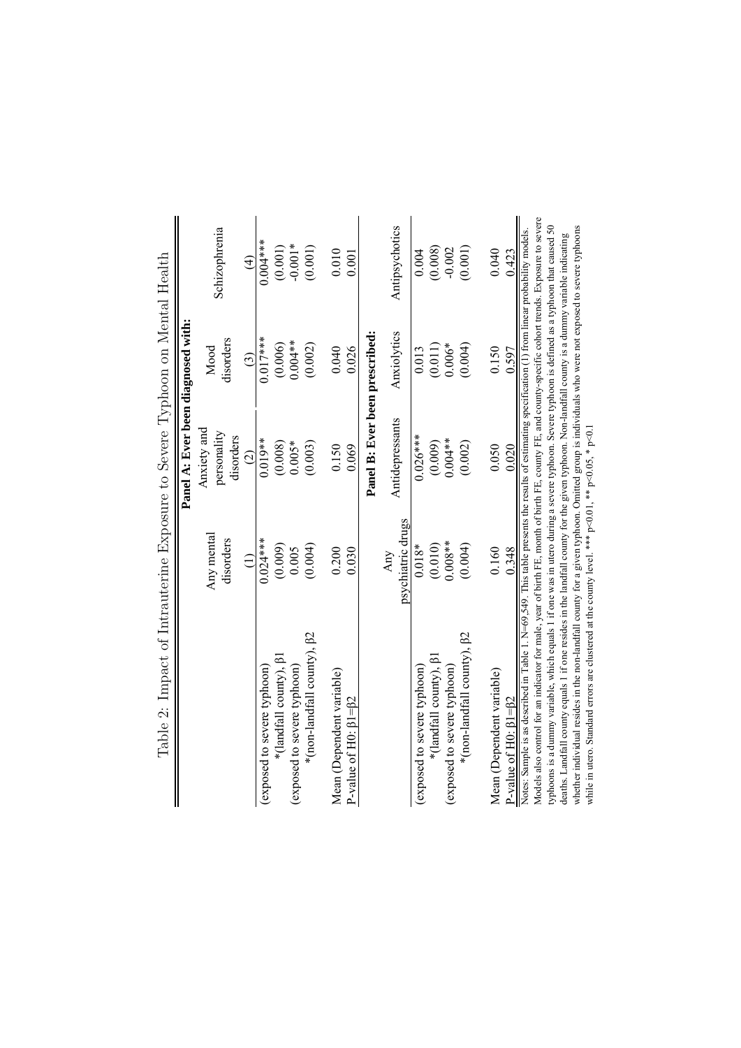Table 2: Impact of Intrauterine Exposure to Severe Typhoon on Mental Health

| | Panel A: Ever been diagnosed with: | | | |
|---|---|---|---|---|
| | Any mental disorders | Anxiety and personality disorders | Mood disorders | Schizophrenia |
| | (1) | (2) | (3) | (4) |
| (exposed to severe typhoon) *(landfall county), β1 | 0.024*** | 0.019** | 0.017*** | 0.004*** |
| | (0.009) | (0.008) | (0.006) | (0.001) |
| (exposed to severe typhoon) *(non-landfall county), β2 | 0.005 | 0.005* | 0.004** | -0.001* |
| | (0.004) | (0.003) | (0.002) | (0.001) |
| Mean (Dependent variable) | 0.200 | 0.150 | 0.040 | 0.010 |
| P-value of H0: β1=β2 | 0.030 | 0.069 | 0.026 | 0.001 |
| | **Panel B: Ever been prescribed:** | | | |
| | Any psychiatric drugs | Antidepressants | Anxiolytics | Antipsychotics |
| (exposed to severe typhoon) *(landfall county), β1 | 0.018* | 0.026*** | 0.013 | 0.004 |
| | (0.010) | (0.009) | (0.011) | (0.008) |
| (exposed to severe typhoon) *(non-landfall county), β2 | 0.008** | 0.004** | 0.006* | -0.002 |
| | (0.004) | (0.002) | (0.004) | (0.001) |
| Mean (Dependent variable) | 0.160 | 0.050 | 0.150 | 0.040 |
| P-value of H0: β1=β2 | 0.348 | 0.020 | 0.597 | 0.423 |

Notes: Sample is as described in Table 1. N=69,549. This table presents the results of estimating specification (1) from linear probability models. Models also control for an indicator for male, year of birth FE, month of birth FE, county FE, and county-specific cohort trends. Exposure to severe typhoons is a dummy variable, which equals 1 if one was in utero during a severe typhoon. Severe typhoon is defined as a typhoon that caused 50 deaths. Landfall county equals 1 if one resides in the landfall county for the given typhoon. Non-landfall county is a dummy variable indicating whether individual resides in the non-landfall county for a given typhoon. Omitted group is individuals who were not exposed to severe typhoons while in utero. Standard errors are clustered at the county level. *** p<0.01, ** p<0.05, * p<0.1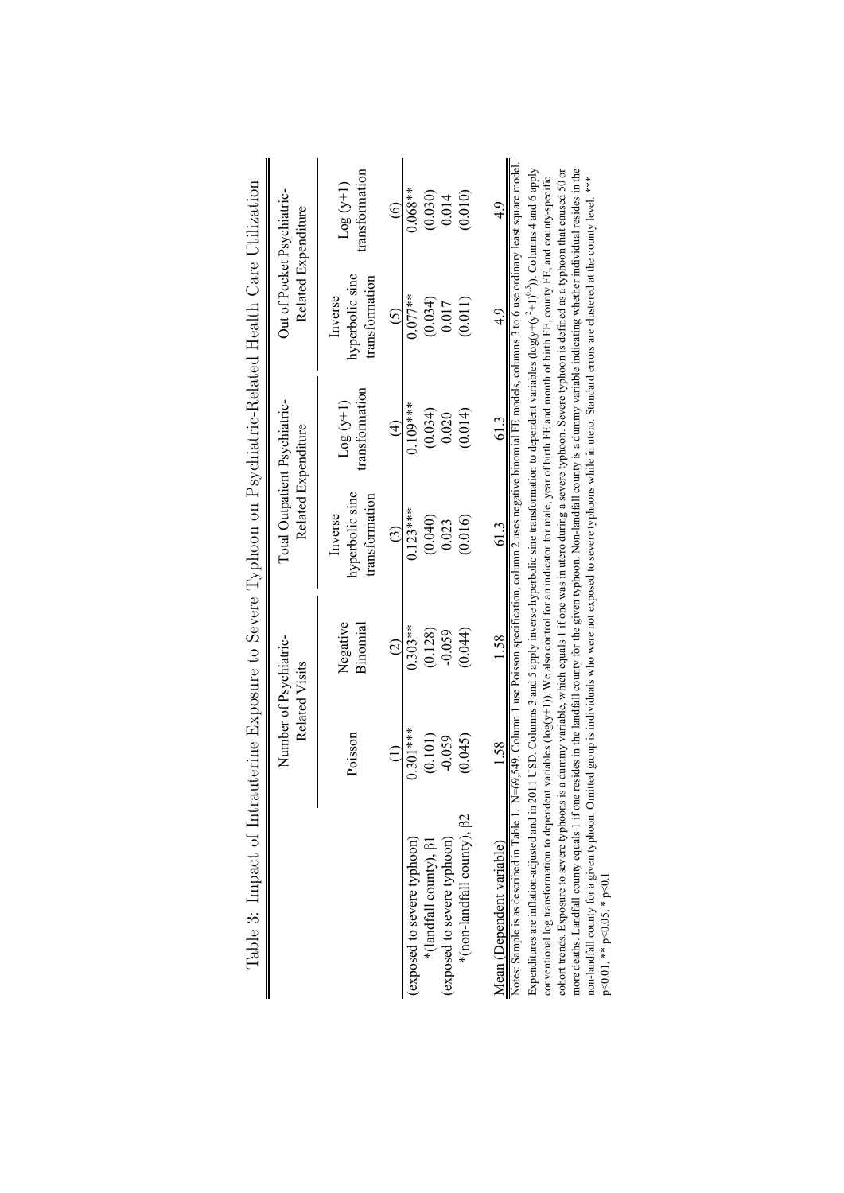Table 3: Impact of Intrauterine Exposure to Severe Typhoon on Psychiatric-Related Health Care Utilization

| | Number of Psychiatric-Related Visits | | Total Outpatient Psychiatric-Related Expenditure | | Out of Pocket Psychiatric-Related Expenditure | |
|---|---|---|---|---|---|---|
| | Poisson | Negative Binomial | Inverse hyperbolic sine transformation | Log (y+1) transformation | Inverse hyperbolic sine transformation | Log (y+1) transformation |
| | (1) | (2) | (3) | (4) | (5) | (6) |
| (exposed to severe typhoon) *(landfall county), β1 | 0.301*** | 0.303** | 0.123*** | 0.109*** | 0.077** | 0.068** |
| | (0.101) | (0.128) | (0.040) | (0.034) | (0.034) | (0.030) |
| (exposed to severe typhoon) *(non-landfall county), β2 | -0.059 | -0.059 | 0.023 | 0.020 | 0.017 | 0.014 |
| | (0.045) | (0.044) | (0.016) | (0.014) | (0.011) | (0.010) |
| Mean (Dependent variable) | 1.58 | 1.58 | 61.3 | 61.3 | 4.9 | 4.9 |

Notes: Sample is as described in Table 1. N=69,549. Column 1 use Poisson specification, column 2 uses negative binomial FE models, columns 3 to 6 use ordinary least square model. Expenditures are inflation-adjusted and in 2011 USD. Columns 3 and 5 apply inverse hyperbolic sine transformation to dependent variables ($\log(y+(y^2+1)^{0.5})$). Columns 4 and 6 apply conventional log transformation to dependent variables ($\log(y+1)$). We also control for an indicator for male, year of birth FE and month of birth FE, county FE, and county-specific cohort trends. Exposure to severe typhoons is a dummy variable, which equals 1 if one was in utero during a severe typhoon. Severe typhoon is defined as a typhoon that caused 50 or more deaths. Landfall county equals 1 if one resides in the landfall county for the given typhoon. Non-landfall county is a dummy variable indicating whether individual resides in the non-landfall county for a given typhoon. Omitted group is individuals who were not exposed to severe typhoons while in utero. Standard errors are clustered at the county level. *** $p<0.01$, ** $p<0.05$, * $p<0.1$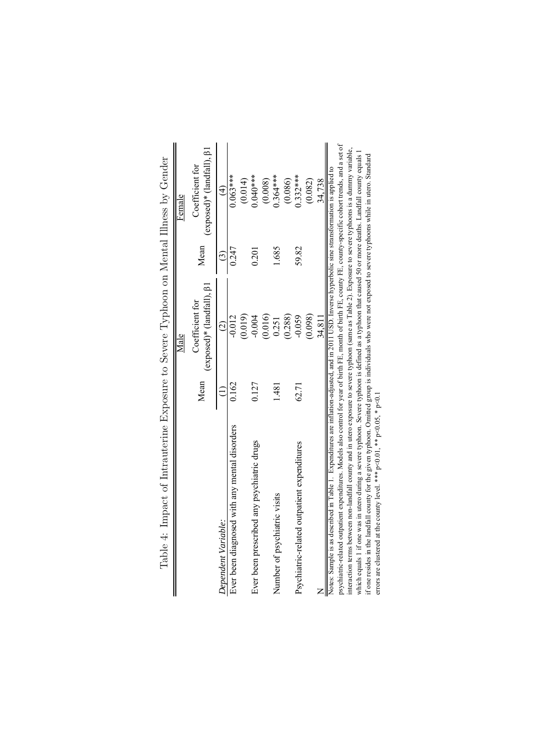Table 4: Impact of Intrauterine Exposure to Severe Typhoon on Mental Illness by Gender

| | Male | | Female | |
|---|---|---|---|---|
| | Mean | Coefficient for (exposed)* (landfall), β1 | Mean | Coefficient for (exposed)* (landfall), β1 |
| *Dependent Variable:* | (1) | (2) | (3) | (4) |
| Ever been diagnosed with any mental disorders | 0.162 | -0.012 | 0.247 | 0.063*** |
| | | (0.019) | | (0.014) |
| Ever been prescribed any psychiatric drugs | 0.127 | -0.004 | 0.201 | 0.040*** |
| | | (0.016) | | (0.008) |
| Number of psychiatric visits | 1.481 | 0.251 | 1.685 | 0.364*** |
| | | (0.288) | | (0.086) |
| Psychiatric-related outpatient expenditures | 62.71 | -0.059 | 59.82 | 0.332*** |
| | | (0.098) | | (0.082) |
| N | | 34,811 | | 34,738 |

Notes: Sample is as described in Table 1. Expenditures are inflation-adjusted, and in 2011 USD. Inverse hyperbolic sine stransformation is applied to psychiatric-related outpatient expenditures. Models also control for year of birth FE, month of birth FE, county FE, county-specific cohort trends, and a set of interaction terms between non-landfall county and in utero exposure to severe typhoon (same as Table 2). Exposure to severe typhoons is a dummy variable, which equals 1 if one was in utero during a severe typhoon. Severe typhoon is defined as a typhoon that caused 50 or more deaths. Landfall county equals 1 if one resides in the landfall county for the given typhoon. Omitted group is individuals who were not exposed to severe typhoons while in utero. Standard errors are clustered at the county level. *** p<0.01, ** p<0.05, * p<0.1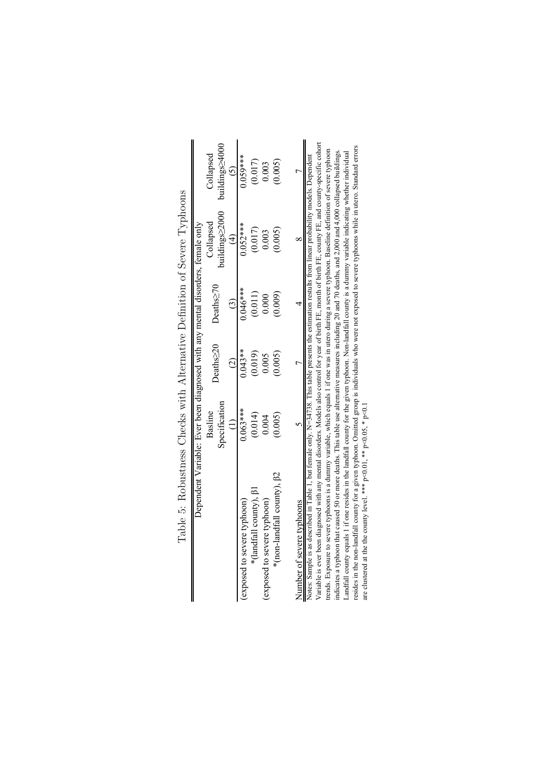Table 5: Robustness Checks with Alternative Definition of Severe Typhoons

| | Dependent Variable: Ever been diagnosed with any mental disorders, female only | | | | |
|---|---|---|---|---|---|
| | Basline Specification | Deaths≥20 | Deaths≥70 | Collapsed buildings≥2000 | Collapsed buildings≥4000 |
| | (1) | (2) | (3) | (4) | (5) |
| (exposed to severe typhoon) | 0.063*** | 0.043** | 0.046*** | 0.052*** | 0.059*** |
| *(landfall county), β1 | (0.014) | (0.019) | (0.011) | (0.017) | (0.017) |
| (exposed to severe typhoon) | 0.004 | 0.005 | 0.000 | 0.003 | 0.003 |
| *(non-landfall county), β2 | (0.005) | (0.005) | (0.009) | (0.005) | (0.005) |
| Number of severe typhoons | 5 | 7 | 4 | 8 | 7 |

Notes: Sample is as described in Table 1, but female only. N=34738. This table presents the estimation results from linear probability models. Dependent Variable is ever been diagnosed with any mental disorders. Models also control for year of birth FE, month of birth FE, county FE, and county-specific cohort trends. Exposure to severe typhoons is a dummy variable, which equals 1 if one was in utero during a severe typhoon. Baseline definition of severe typhoon indicates a typhoon that caused 50 or more deaths. This table use alternative measures including 20 and 70 deaths, and 2,000 and 4,000 collapsed buildings. Landfall county equals 1 if one resides in the landfall county for the given typhoon. Non-landfall county is a dummy variable indicating whether individual resides in the non-landfall county for a given typhoon. Omitted group is individuals who were not exposed to severe typhoons while in utero. Standard errors are clustered at the the county level. *** p<0.01, ** p<0.05, * p<0.1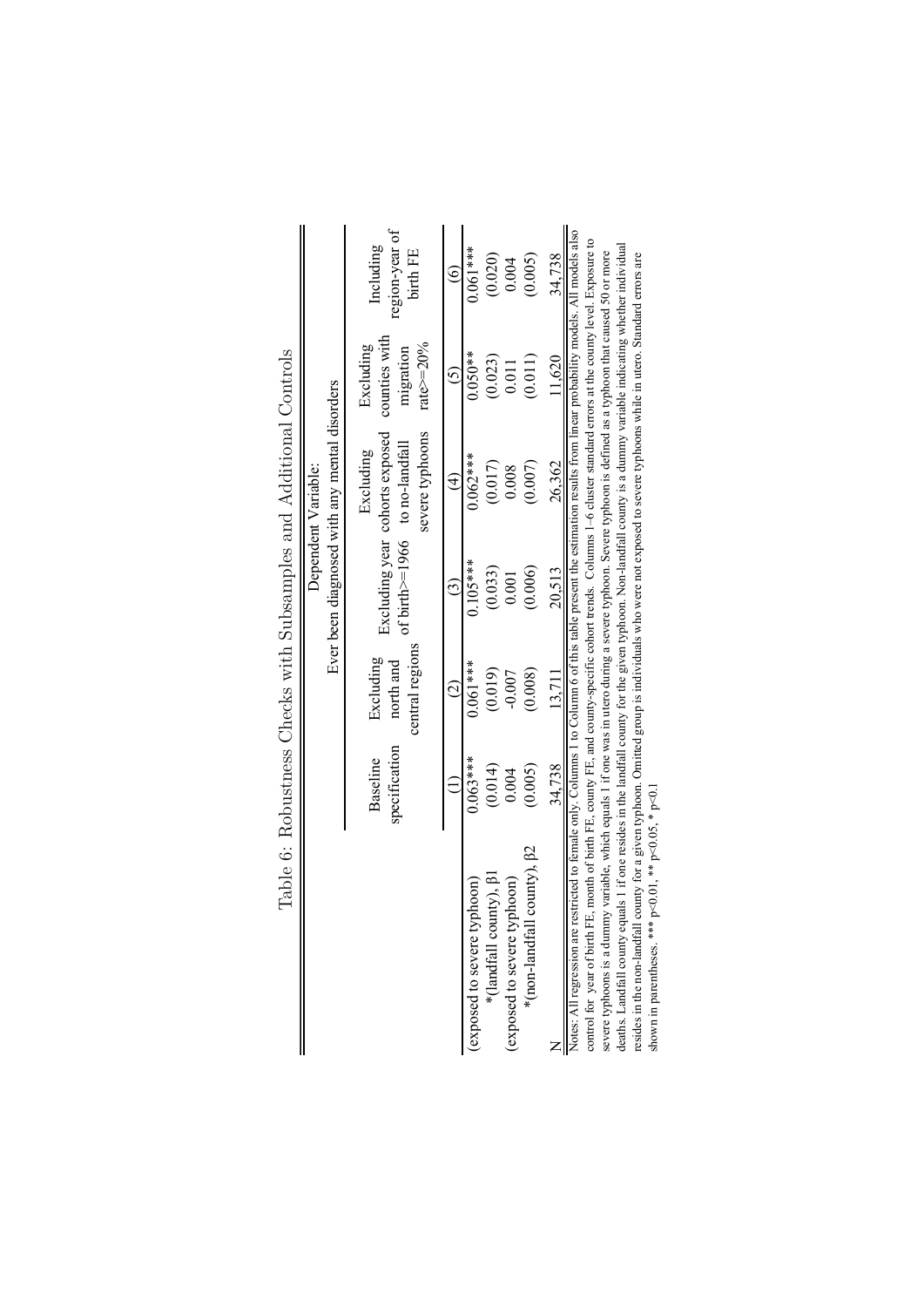# Table 6: Robustness Checks with Subsamples and Additional Controls

| | Dependent Variable: Ever been diagnosed with any mental disorders | | | | | |
|---|---|---|---|---|---|---|
| | Baseline specification | Excluding north and central regions | Excluding year of birth>=1966 | Excluding cohorts exposed to no-landfall severe typhoons | Excluding counties with migration rate>=20% | Including region-year of birth FE |
| | (1) | (2) | (3) | (4) | (5) | (6) |
| (exposed to severe typhoon) *(landfall county), β1 | 0.063*** | 0.061*** | 0.105*** | 0.062*** | 0.050** | 0.061*** |
| | (0.014) | (0.019) | (0.033) | (0.017) | (0.023) | (0.020) |
| (exposed to severe typhoon) *(non-landfall county), β2 | 0.004 | -0.007 | 0.001 | 0.008 | 0.011 | 0.004 |
| | (0.005) | (0.008) | (0.006) | (0.007) | (0.011) | (0.005) |
| N | 34,738 | 13,711 | 20,513 | 26,362 | 11,620 | 34,738 |

Notes: All regression are restricted to female only. Columns 1 to Column 6 of this table present the estimation results from linear probability models. All models also control for year of birth FE, month of birth FE, county FE, and county-specific cohort trends. Columns 1–6 cluster standard errors at the county level. Exposure to severe typhoons is a dummy variable, which equals 1 if one was in utero during a severe typhoon. Severe typhoon is defined as a typhoon that caused 50 or more deaths. Landfall county equals 1 if one resides in the landfall county for the given typhoon. Non-landfall county is a dummy variable indicating whether individual resides in the non-landfall county for a given typhoon. Omitted group is individuals who were not exposed to severe typhoons while in utero. Standard errors are shown in parentheses. *** $p<0.01$, ** $p<0.05$, * $p<0.1$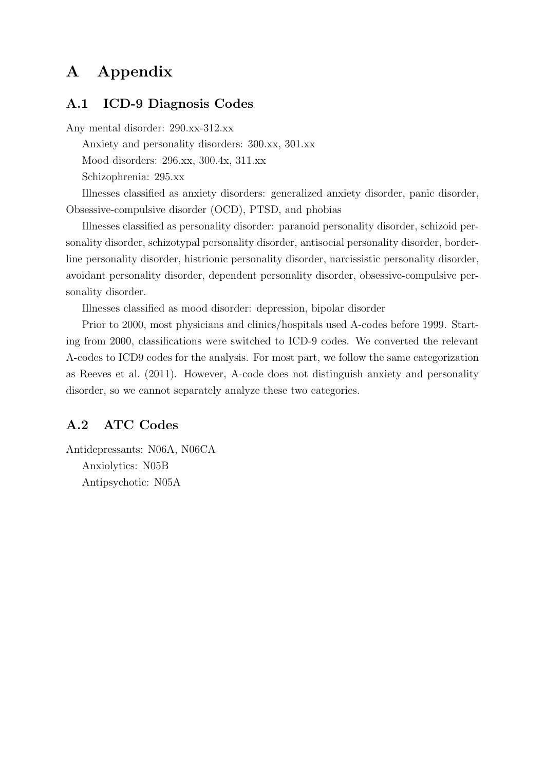# A Appendix

## A.1 ICD-9 Diagnosis Codes

Any mental disorder: 290.xx-312.xx

Anxiety and personality disorders: 300.xx, 301.xx

Mood disorders: 296.xx, 300.4x, 311.xx

Schizophrenia: 295.xx

Illnesses classified as anxiety disorders: generalized anxiety disorder, panic disorder, Obsessive-compulsive disorder (OCD), PTSD, and phobias

Illnesses classified as personality disorder: paranoid personality disorder, schizoid personality disorder, schizotypal personality disorder, antisocial personality disorder, borderline personality disorder, histrionic personality disorder, narcissistic personality disorder, avoidant personality disorder, dependent personality disorder, obsessive-compulsive personality disorder.

Illnesses classified as mood disorder: depression, bipolar disorder

Prior to 2000, most physicians and clinics/hospitals used A-codes before 1999. Starting from 2000, classifications were switched to ICD-9 codes. We converted the relevant A-codes to ICD9 codes for the analysis. For most part, we follow the same categorization as Reeves et al. (2011). However, A-code does not distinguish anxiety and personality disorder, so we cannot separately analyze these two categories.

## A.2 ATC Codes

Antidepressants: N06A, N06CA

Anxiolytics: N05B

Antipsychotic: N05A